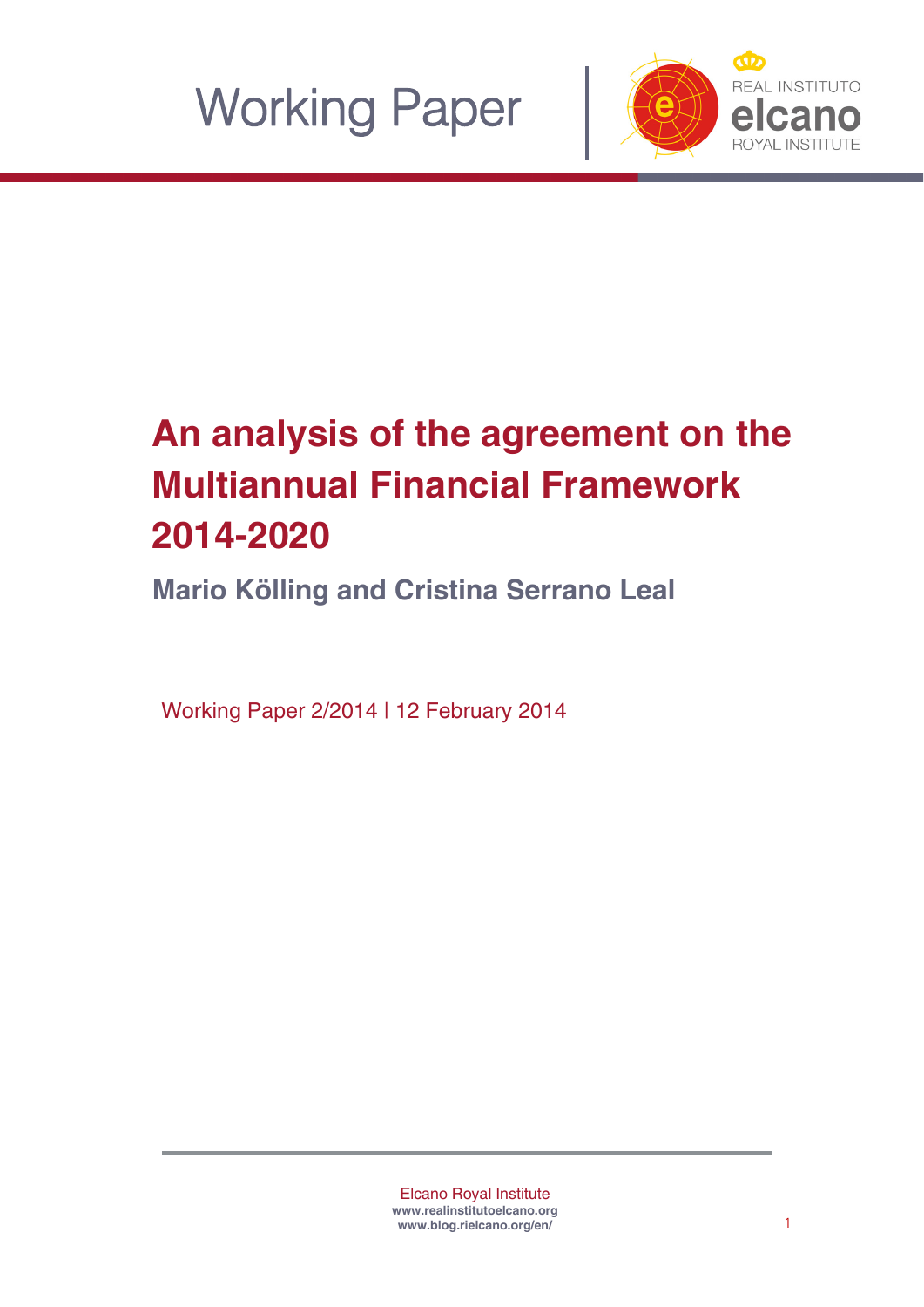Working Paper

REAL INSTITUTO elcano ROYAL INSTITUTE

# An analysis of the agreement on the Multiannual Financial Framework 2014-2020

**Mario Kölling and Cristina Serrano Leal**

Working Paper 2/2014 | 12 February 2014

Elcano Royal Institute
www.realinstitutoelcano.org
www.blog.rielcano.org/en/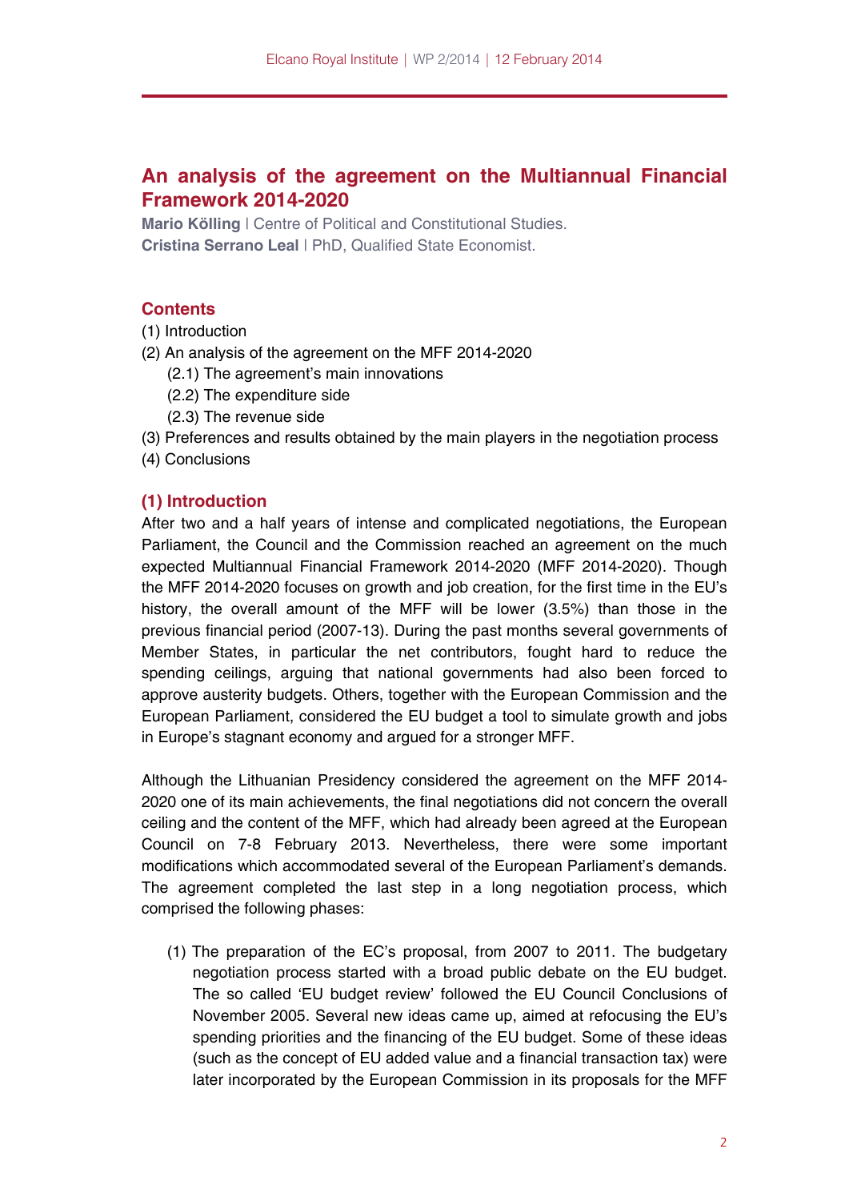# An analysis of the agreement on the Multiannual Financial Framework 2014-2020

**Mario Kölling** | Centre of Political and Constitutional Studies.
**Cristina Serrano Leal** | PhD, Qualified State Economist.

## Contents

(1) Introduction
(2) An analysis of the agreement on the MFF 2014-2020
  (2.1) The agreement's main innovations
  (2.2) The expenditure side
  (2.3) The revenue side
(3) Preferences and results obtained by the main players in the negotiation process
(4) Conclusions

## (1) Introduction

After two and a half years of intense and complicated negotiations, the European Parliament, the Council and the Commission reached an agreement on the much expected Multiannual Financial Framework 2014-2020 (MFF 2014-2020). Though the MFF 2014-2020 focuses on growth and job creation, for the first time in the EU's history, the overall amount of the MFF will be lower (3.5%) than those in the previous financial period (2007-13). During the past months several governments of Member States, in particular the net contributors, fought hard to reduce the spending ceilings, arguing that national governments had also been forced to approve austerity budgets. Others, together with the European Commission and the European Parliament, considered the EU budget a tool to simulate growth and jobs in Europe's stagnant economy and argued for a stronger MFF.

Although the Lithuanian Presidency considered the agreement on the MFF 2014-2020 one of its main achievements, the final negotiations did not concern the overall ceiling and the content of the MFF, which had already been agreed at the European Council on 7-8 February 2013. Nevertheless, there were some important modifications which accommodated several of the European Parliament's demands. The agreement completed the last step in a long negotiation process, which comprised the following phases:

(1) The preparation of the EC's proposal, from 2007 to 2011. The budgetary negotiation process started with a broad public debate on the EU budget. The so called 'EU budget review' followed the EU Council Conclusions of November 2005. Several new ideas came up, aimed at refocusing the EU's spending priorities and the financing of the EU budget. Some of these ideas (such as the concept of EU added value and a financial transaction tax) were later incorporated by the European Commission in its proposals for the MFF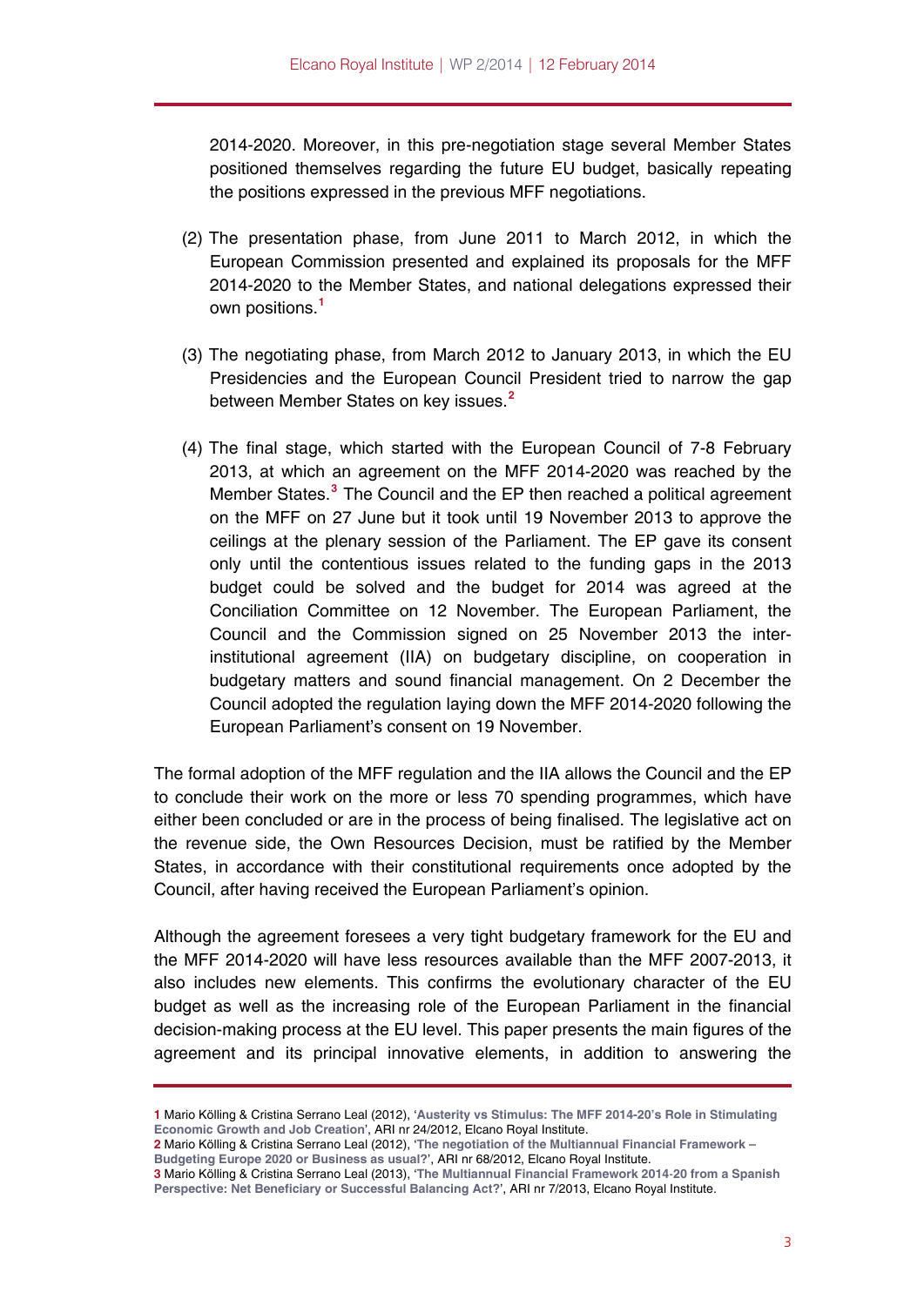2014-2020. Moreover, in this pre-negotiation stage several Member States positioned themselves regarding the future EU budget, basically repeating the positions expressed in the previous MFF negotiations.

(2) The presentation phase, from June 2011 to March 2012, in which the European Commission presented and explained its proposals for the MFF 2014-2020 to the Member States, and national delegations expressed their own positions.[1]

(3) The negotiating phase, from March 2012 to January 2013, in which the EU Presidencies and the European Council President tried to narrow the gap between Member States on key issues.[2]

(4) The final stage, which started with the European Council of 7-8 February 2013, at which an agreement on the MFF 2014-2020 was reached by the Member States.[3] The Council and the EP then reached a political agreement on the MFF on 27 June but it took until 19 November 2013 to approve the ceilings at the plenary session of the Parliament. The EP gave its consent only until the contentious issues related to the funding gaps in the 2013 budget could be solved and the budget for 2014 was agreed at the Conciliation Committee on 12 November. The European Parliament, the Council and the Commission signed on 25 November 2013 the inter-institutional agreement (IIA) on budgetary discipline, on cooperation in budgetary matters and sound financial management. On 2 December the Council adopted the regulation laying down the MFF 2014-2020 following the European Parliament's consent on 19 November.

The formal adoption of the MFF regulation and the IIA allows the Council and the EP to conclude their work on the more or less 70 spending programmes, which have either been concluded or are in the process of being finalised. The legislative act on the revenue side, the Own Resources Decision, must be ratified by the Member States, in accordance with their constitutional requirements once adopted by the Council, after having received the European Parliament's opinion.

Although the agreement foresees a very tight budgetary framework for the EU and the MFF 2014-2020 will have less resources available than the MFF 2007-2013, it also includes new elements. This confirms the evolutionary character of the EU budget as well as the increasing role of the European Parliament in the financial decision-making process at the EU level. This paper presents the main figures of the agreement and its principal innovative elements, in addition to answering the

---

1 Mario Kölling & Cristina Serrano Leal (2012), '**Austerity vs Stimulus: The MFF 2014-20's Role in Stimulating Economic Growth and Job Creation**', ARI nr 24/2012, Elcano Royal Institute.

2 Mario Kölling & Cristina Serrano Leal (2012), '**The negotiation of the Multiannual Financial Framework – Budgeting Europe 2020 or Business as usual?**', ARI nr 68/2012, Elcano Royal Institute.

3 Mario Kölling & Cristina Serrano Leal (2013), '**The Multiannual Financial Framework 2014-20 from a Spanish Perspective: Net Beneficiary or Successful Balancing Act?**', ARI nr 7/2013, Elcano Royal Institute.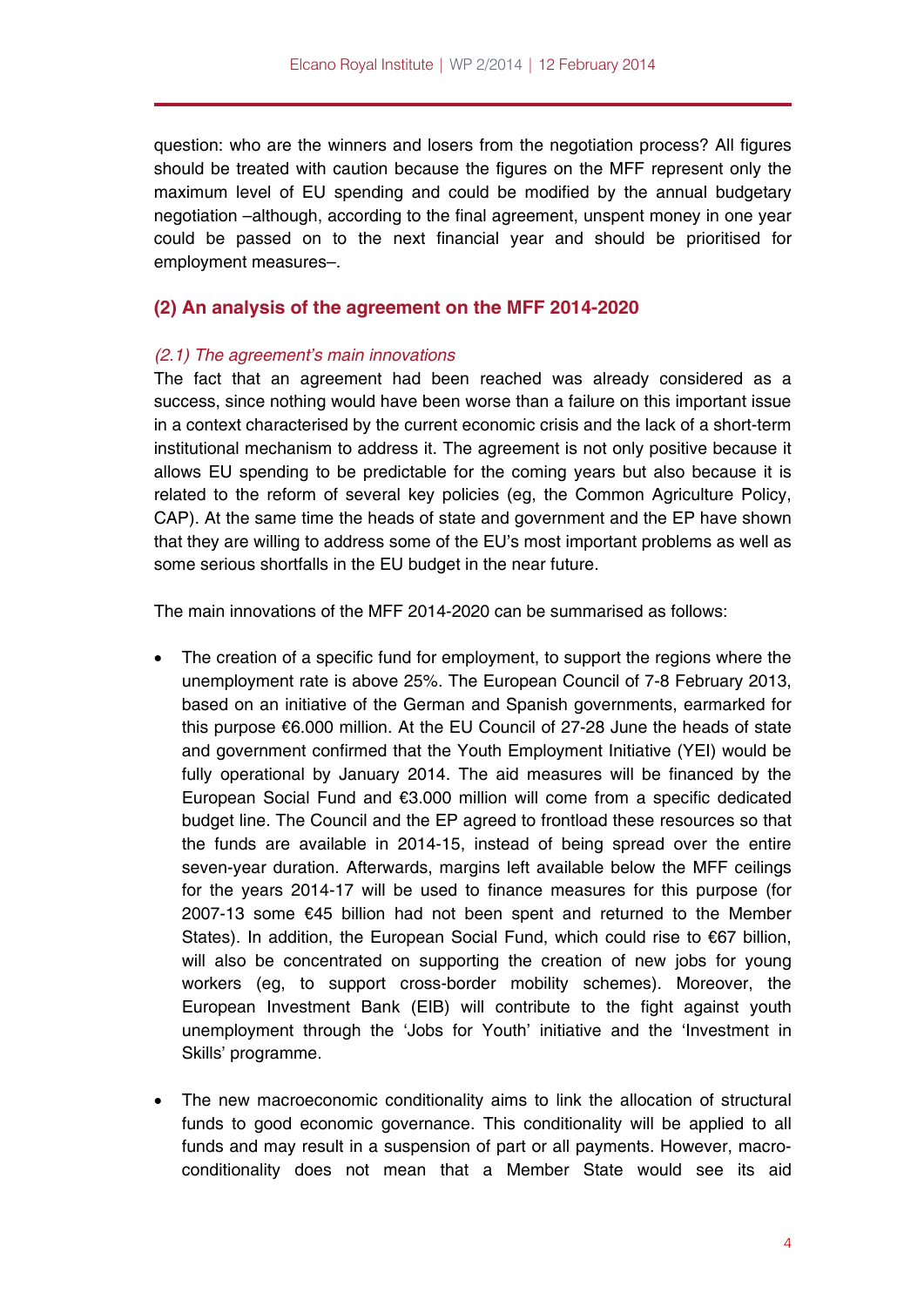question: who are the winners and losers from the negotiation process? All figures should be treated with caution because the figures on the MFF represent only the maximum level of EU spending and could be modified by the annual budgetary negotiation –although, according to the final agreement, unspent money in one year could be passed on to the next financial year and should be prioritised for employment measures–.

## (2) An analysis of the agreement on the MFF 2014-2020

### *(2.1) The agreement's main innovations*

The fact that an agreement had been reached was already considered as a success, since nothing would have been worse than a failure on this important issue in a context characterised by the current economic crisis and the lack of a short-term institutional mechanism to address it. The agreement is not only positive because it allows EU spending to be predictable for the coming years but also because it is related to the reform of several key policies (eg, the Common Agriculture Policy, CAP). At the same time the heads of state and government and the EP have shown that they are willing to address some of the EU's most important problems as well as some serious shortfalls in the EU budget in the near future.

The main innovations of the MFF 2014-2020 can be summarised as follows:

- The creation of a specific fund for employment, to support the regions where the unemployment rate is above 25%. The European Council of 7-8 February 2013, based on an initiative of the German and Spanish governments, earmarked for this purpose €6.000 million. At the EU Council of 27-28 June the heads of state and government confirmed that the Youth Employment Initiative (YEI) would be fully operational by January 2014. The aid measures will be financed by the European Social Fund and €3.000 million will come from a specific dedicated budget line. The Council and the EP agreed to frontload these resources so that the funds are available in 2014-15, instead of being spread over the entire seven-year duration. Afterwards, margins left available below the MFF ceilings for the years 2014-17 will be used to finance measures for this purpose (for 2007-13 some €45 billion had not been spent and returned to the Member States). In addition, the European Social Fund, which could rise to €67 billion, will also be concentrated on supporting the creation of new jobs for young workers (eg, to support cross-border mobility schemes). Moreover, the European Investment Bank (EIB) will contribute to the fight against youth unemployment through the 'Jobs for Youth' initiative and the 'Investment in Skills' programme.

- The new macroeconomic conditionality aims to link the allocation of structural funds to good economic governance. This conditionality will be applied to all funds and may result in a suspension of part or all payments. However, macro-conditionality does not mean that a Member State would see its aid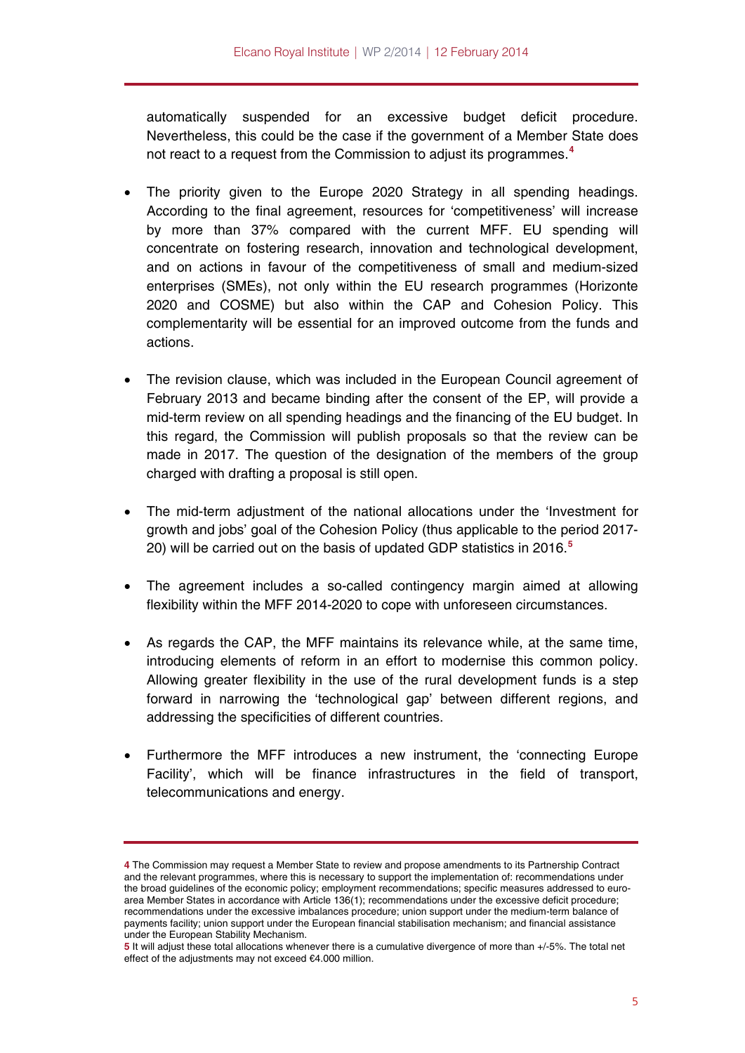automatically suspended for an excessive budget deficit procedure. Nevertheless, this could be the case if the government of a Member State does not react to a request from the Commission to adjust its programmes.[4]

- The priority given to the Europe 2020 Strategy in all spending headings. According to the final agreement, resources for 'competitiveness' will increase by more than 37% compared with the current MFF. EU spending will concentrate on fostering research, innovation and technological development, and on actions in favour of the competitiveness of small and medium-sized enterprises (SMEs), not only within the EU research programmes (Horizonte 2020 and COSME) but also within the CAP and Cohesion Policy. This complementarity will be essential for an improved outcome from the funds and actions.

- The revision clause, which was included in the European Council agreement of February 2013 and became binding after the consent of the EP, will provide a mid-term review on all spending headings and the financing of the EU budget. In this regard, the Commission will publish proposals so that the review can be made in 2017. The question of the designation of the members of the group charged with drafting a proposal is still open.

- The mid-term adjustment of the national allocations under the 'Investment for growth and jobs' goal of the Cohesion Policy (thus applicable to the period 2017-20) will be carried out on the basis of updated GDP statistics in 2016.[5]

- The agreement includes a so-called contingency margin aimed at allowing flexibility within the MFF 2014-2020 to cope with unforeseen circumstances.

- As regards the CAP, the MFF maintains its relevance while, at the same time, introducing elements of reform in an effort to modernise this common policy. Allowing greater flexibility in the use of the rural development funds is a step forward in narrowing the 'technological gap' between different regions, and addressing the specificities of different countries.

- Furthermore the MFF introduces a new instrument, the 'connecting Europe Facility', which will be finance infrastructures in the field of transport, telecommunications and energy.

---

[4] The Commission may request a Member State to review and propose amendments to its Partnership Contract and the relevant programmes, where this is necessary to support the implementation of: recommendations under the broad guidelines of the economic policy; employment recommendations; specific measures addressed to euro-area Member States in accordance with Article 136(1); recommendations under the excessive deficit procedure; recommendations under the excessive imbalances procedure; union support under the medium-term balance of payments facility; union support under the European financial stabilisation mechanism; and financial assistance under the European Stability Mechanism.

[5] It will adjust these total allocations whenever there is a cumulative divergence of more than +/-5%. The total net effect of the adjustments may not exceed €4.000 million.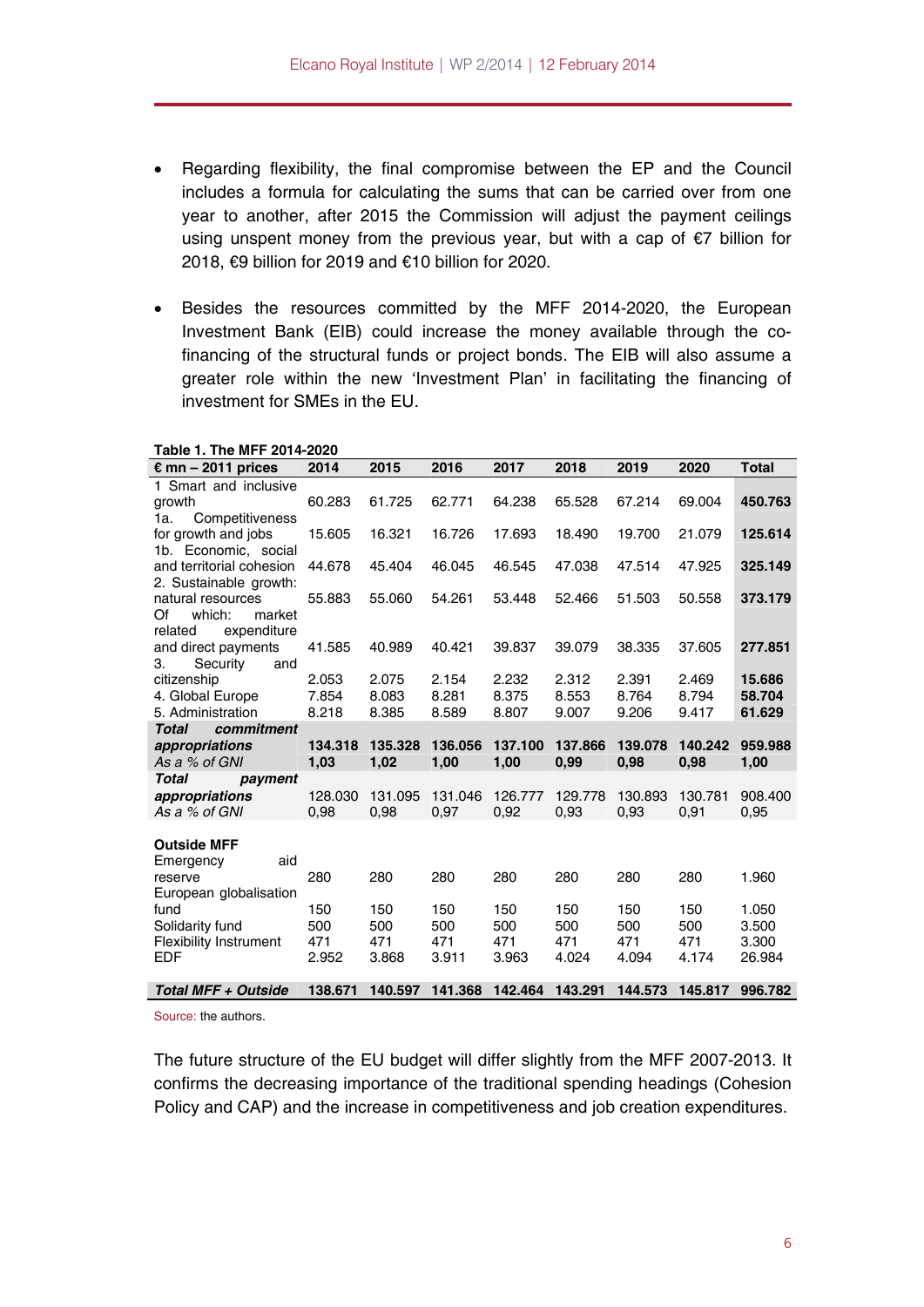- Regarding flexibility, the final compromise between the EP and the Council includes a formula for calculating the sums that can be carried over from one year to another, after 2015 the Commission will adjust the payment ceilings using unspent money from the previous year, but with a cap of €7 billion for 2018, €9 billion for 2019 and €10 billion for 2020.

- Besides the resources committed by the MFF 2014-2020, the European Investment Bank (EIB) could increase the money available through the co-financing of the structural funds or project bonds. The EIB will also assume a greater role within the new 'Investment Plan' in facilitating the financing of investment for SMEs in the EU.

**Table 1. The MFF 2014-2020**

| € mn – 2011 prices | 2014 | 2015 | 2016 | 2017 | 2018 | 2019 | 2020 | Total |
|---|---|---|---|---|---|---|---|---|
| 1 Smart and inclusive growth | 60.283 | 61.725 | 62.771 | 64.238 | 65.528 | 67.214 | 69.004 | **450.763** |
| 1a. Competitiveness for growth and jobs | 15.605 | 16.321 | 16.726 | 17.693 | 18.490 | 19.700 | 21.079 | **125.614** |
| 1b. Economic, social and territorial cohesion | 44.678 | 45.404 | 46.045 | 46.545 | 47.038 | 47.514 | 47.925 | **325.149** |
| 2. Sustainable growth: natural resources | 55.883 | 55.060 | 54.261 | 53.448 | 52.466 | 51.503 | 50.558 | **373.179** |
| Of which: market related expenditure and direct payments | 41.585 | 40.989 | 40.421 | 39.837 | 39.079 | 38.335 | 37.605 | **277.851** |
| 3. Security and citizenship | 2.053 | 2.075 | 2.154 | 2.232 | 2.312 | 2.391 | 2.469 | **15.686** |
| 4. Global Europe | 7.854 | 8.083 | 8.281 | 8.375 | 8.553 | 8.764 | 8.794 | **58.704** |
| 5. Administration | 8.218 | 8.385 | 8.589 | 8.807 | 9.007 | 9.206 | 9.417 | **61.629** |
| ***Total commitment appropriations*** | **134.318** | **135.328** | **136.056** | **137.100** | **137.866** | **139.078** | **140.242** | **959.988** |
| *As a % of GNI* | **1,03** | **1,02** | **1,00** | **1,00** | **0,99** | **0,98** | **0,98** | **1,00** |
| ***Total payment appropriations*** | 128.030 | 131.095 | 131.046 | 126.777 | 129.778 | 130.893 | 130.781 | 908.400 |
| *As a % of GNI* | 0,98 | 0,98 | 0,97 | 0,92 | 0,93 | 0,93 | 0,91 | 0,95 |
| | | | | | | | | |
| **Outside MFF** | | | | | | | | |
| Emergency aid reserve | 280 | 280 | 280 | 280 | 280 | 280 | 280 | 1.960 |
| European globalisation fund | 150 | 150 | 150 | 150 | 150 | 150 | 150 | 1.050 |
| Solidarity fund | 500 | 500 | 500 | 500 | 500 | 500 | 500 | 3.500 |
| Flexibility Instrument | 471 | 471 | 471 | 471 | 471 | 471 | 471 | 3.300 |
| EDF | 2.952 | 3.868 | 3.911 | 3.963 | 4.024 | 4.094 | 4.174 | 26.984 |
| | | | | | | | | |
| ***Total MFF + Outside*** | **138.671** | **140.597** | **141.368** | **142.464** | **143.291** | **144.573** | **145.817** | **996.782** |

Source: the authors.

The future structure of the EU budget will differ slightly from the MFF 2007-2013. It confirms the decreasing importance of the traditional spending headings (Cohesion Policy and CAP) and the increase in competitiveness and job creation expenditures.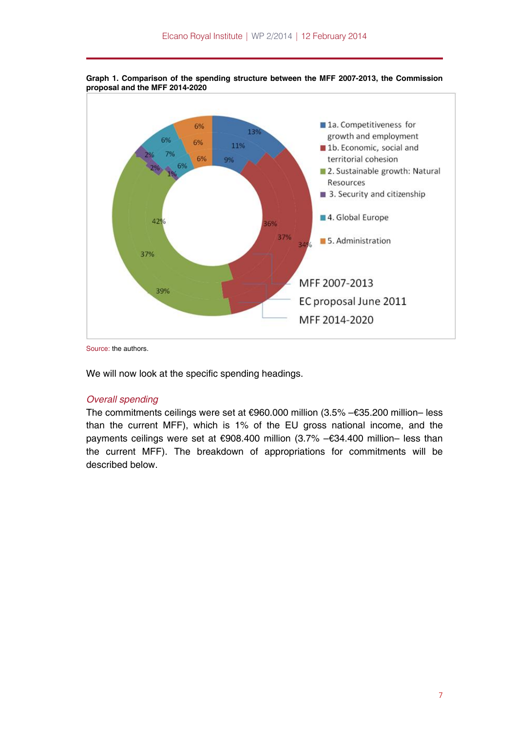**Graph 1. Comparison of the spending structure between the MFF 2007-2013, the Commission proposal and the MFF 2014-2020**

Source: the authors.

We will now look at the specific spending headings.

*Overall spending*

The commitments ceilings were set at €960.000 million (3.5% –€35.200 million– less than the current MFF), which is 1% of the EU gross national income, and the payments ceilings were set at €908.400 million (3.7% –€34.400 million– less than the current MFF). The breakdown of appropriations for commitments will be described below.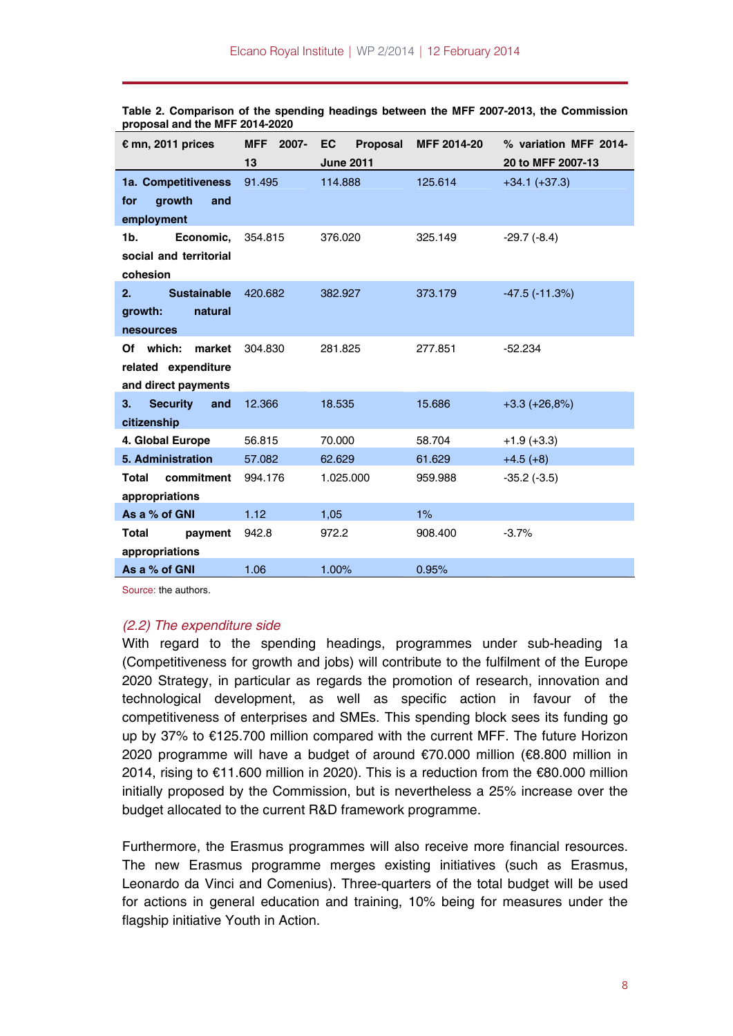**Table 2. Comparison of the spending headings between the MFF 2007-2013, the Commission proposal and the MFF 2014-2020**

| € mn, 2011 prices | MFF 2007-13 | EC Proposal June 2011 | MFF 2014-20 | % variation MFF 2014-20 to MFF 2007-13 |
|---|---|---|---|---|
| **1a. Competitiveness for growth and employment** | 91.495 | 114.888 | 125.614 | +34.1 (+37.3) |
| **1b. Economic, social and territorial cohesion** | 354.815 | 376.020 | 325.149 | -29.7 (-8.4) |
| **2. Sustainable growth: natural nesources** | 420.682 | 382.927 | 373.179 | -47.5 (-11.3%) |
| **Of which: market related expenditure and direct payments** | 304.830 | 281.825 | 277.851 | -52.234 |
| **3. Security and citizenship** | 12.366 | 18.535 | 15.686 | +3.3 (+26,8%) |
| **4. Global Europe** | 56.815 | 70.000 | 58.704 | +1.9 (+3.3) |
| **5. Administration** | 57.082 | 62.629 | 61.629 | +4.5 (+8) |
| **Total commitment appropriations** | 994.176 | 1.025.000 | 959.988 | -35.2 (-3.5) |
| **As a % of GNI** | 1.12 | 1,05 | 1% | |
| **Total payment appropriations** | 942.8 | 972.2 | 908.400 | -3.7% |
| **As a % of GNI** | 1.06 | 1.00% | 0.95% | |

Source: the authors.

### *(2.2) The expenditure side*

With regard to the spending headings, programmes under sub-heading 1a (Competitiveness for growth and jobs) will contribute to the fulfilment of the Europe 2020 Strategy, in particular as regards the promotion of research, innovation and technological development, as well as specific action in favour of the competitiveness of enterprises and SMEs. This spending block sees its funding go up by 37% to €125.700 million compared with the current MFF. The future Horizon 2020 programme will have a budget of around €70.000 million (€8.800 million in 2014, rising to €11.600 million in 2020). This is a reduction from the €80.000 million initially proposed by the Commission, but is nevertheless a 25% increase over the budget allocated to the current R&D framework programme.

Furthermore, the Erasmus programmes will also receive more financial resources. The new Erasmus programme merges existing initiatives (such as Erasmus, Leonardo da Vinci and Comenius). Three-quarters of the total budget will be used for actions in general education and training, 10% being for measures under the flagship initiative Youth in Action.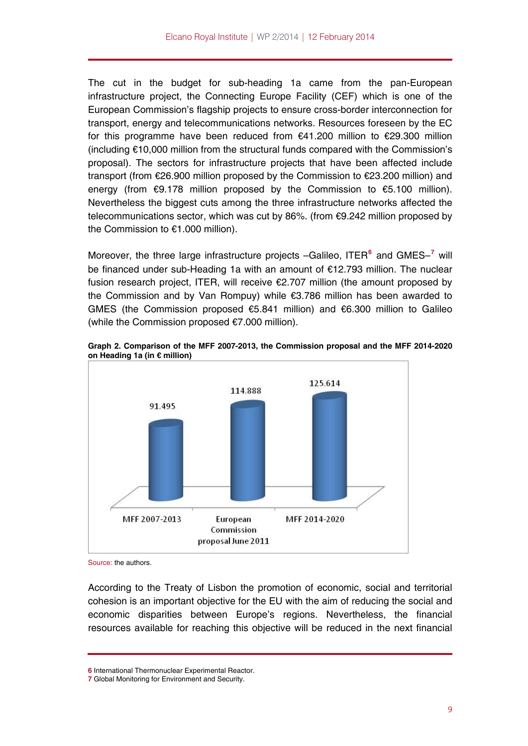The cut in the budget for sub-heading 1a came from the pan-European infrastructure project, the Connecting Europe Facility (CEF) which is one of the European Commission's flagship projects to ensure cross-border interconnection for transport, energy and telecommunications networks. Resources foreseen by the EC for this programme have been reduced from €41.200 million to €29.300 million (including €10,000 million from the structural funds compared with the Commission's proposal). The sectors for infrastructure projects that have been affected include transport (from €26.900 million proposed by the Commission to €23.200 million) and energy (from €9.178 million proposed by the Commission to €5.100 million). Nevertheless the biggest cuts among the three infrastructure networks affected the telecommunications sector, which was cut by 86%. (from €9.242 million proposed by the Commission to €1.000 million).

Moreover, the three large infrastructure projects –Galileo, ITER[6] and GMES–[7] will be financed under sub-Heading 1a with an amount of €12.793 million. The nuclear fusion research project, ITER, will receive €2.707 million (the amount proposed by the Commission and by Van Rompuy) while €3.786 million has been awarded to GMES (the Commission proposed €5.841 million) and €6.300 million to Galileo (while the Commission proposed €7.000 million).

**Graph 2. Comparison of the MFF 2007-2013, the Commission proposal and the MFF 2014-2020 on Heading 1a (in € million)**

| | MFF 2007-2013 | European Commission proposal June 2011 | MFF 2014-2020 |
|---|---|---|---|
| € million | 91.495 | 114.888 | 125.614 |

Source: the authors.

According to the Treaty of Lisbon the promotion of economic, social and territorial cohesion is an important objective for the EU with the aim of reducing the social and economic disparities between Europe's regions. Nevertheless, the financial resources available for reaching this objective will be reduced in the next financial

6 International Thermonuclear Experimental Reactor.
7 Global Monitoring for Environment and Security.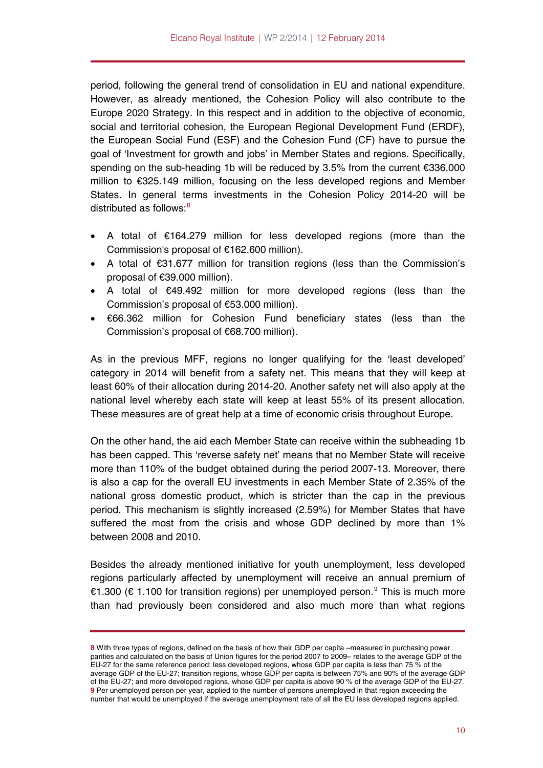period, following the general trend of consolidation in EU and national expenditure. However, as already mentioned, the Cohesion Policy will also contribute to the Europe 2020 Strategy. In this respect and in addition to the objective of economic, social and territorial cohesion, the European Regional Development Fund (ERDF), the European Social Fund (ESF) and the Cohesion Fund (CF) have to pursue the goal of 'Investment for growth and jobs' in Member States and regions. Specifically, spending on the sub-heading 1b will be reduced by 3.5% from the current €336.000 million to €325.149 million, focusing on the less developed regions and Member States. In general terms investments in the Cohesion Policy 2014-20 will be distributed as follows:[8]

- A total of €164.279 million for less developed regions (more than the Commission's proposal of €162.600 million).
- A total of €31.677 million for transition regions (less than the Commission's proposal of €39.000 million).
- A total of €49.492 million for more developed regions (less than the Commission's proposal of €53.000 million).
- €66.362 million for Cohesion Fund beneficiary states (less than the Commission's proposal of €68.700 million).

As in the previous MFF, regions no longer qualifying for the 'least developed' category in 2014 will benefit from a safety net. This means that they will keep at least 60% of their allocation during 2014-20. Another safety net will also apply at the national level whereby each state will keep at least 55% of its present allocation. These measures are of great help at a time of economic crisis throughout Europe.

On the other hand, the aid each Member State can receive within the subheading 1b has been capped. This 'reverse safety net' means that no Member State will receive more than 110% of the budget obtained during the period 2007-13. Moreover, there is also a cap for the overall EU investments in each Member State of 2.35% of the national gross domestic product, which is stricter than the cap in the previous period. This mechanism is slightly increased (2.59%) for Member States that have suffered the most from the crisis and whose GDP declined by more than 1% between 2008 and 2010.

Besides the already mentioned initiative for youth unemployment, less developed regions particularly affected by unemployment will receive an annual premium of €1.300 (€ 1.100 for transition regions) per unemployed person.[9] This is much more than had previously been considered and also much more than what regions

---

**8** With three types of regions, defined on the basis of how their GDP per capita –measured in purchasing power parities and calculated on the basis of Union figures for the period 2007 to 2009– relates to the average GDP of the EU-27 for the same reference period: less developed regions, whose GDP per capita is less than 75 % of the average GDP of the EU-27; transition regions, whose GDP per capita is between 75% and 90% of the average GDP of the EU-27; and more developed regions, whose GDP per capita is above 90 % of the average GDP of the EU-27.

**9** Per unemployed person per year, applied to the number of persons unemployed in that region exceeding the number that would be unemployed if the average unemployment rate of all the EU less developed regions applied.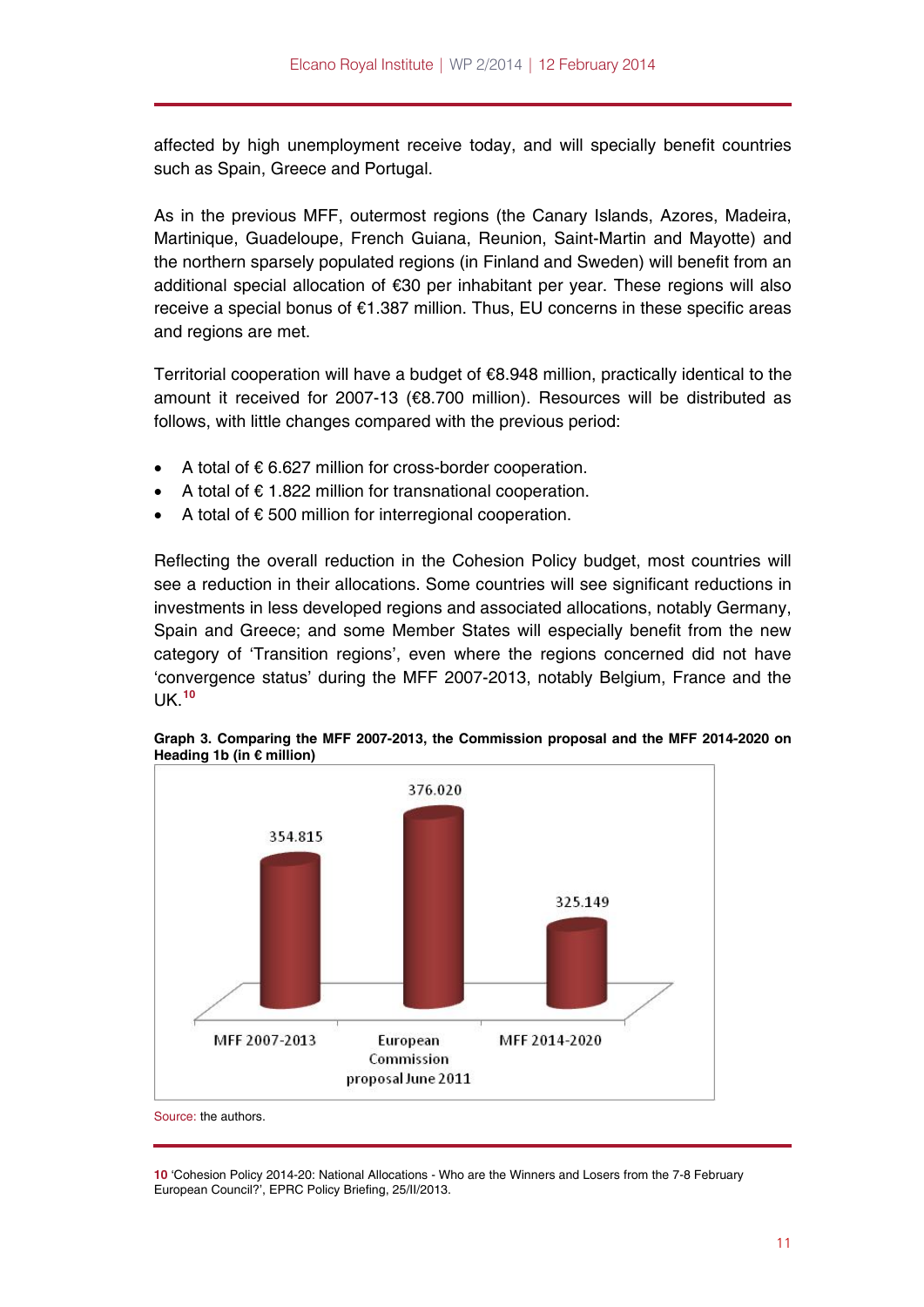affected by high unemployment receive today, and will specially benefit countries such as Spain, Greece and Portugal.

As in the previous MFF, outermost regions (the Canary Islands, Azores, Madeira, Martinique, Guadeloupe, French Guiana, Reunion, Saint-Martin and Mayotte) and the northern sparsely populated regions (in Finland and Sweden) will benefit from an additional special allocation of €30 per inhabitant per year. These regions will also receive a special bonus of €1.387 million. Thus, EU concerns in these specific areas and regions are met.

Territorial cooperation will have a budget of €8.948 million, practically identical to the amount it received for 2007-13 (€8.700 million). Resources will be distributed as follows, with little changes compared with the previous period:

- A total of € 6.627 million for cross-border cooperation.
- A total of € 1.822 million for transnational cooperation.
- A total of € 500 million for interregional cooperation.

Reflecting the overall reduction in the Cohesion Policy budget, most countries will see a reduction in their allocations. Some countries will see significant reductions in investments in less developed regions and associated allocations, notably Germany, Spain and Greece; and some Member States will especially benefit from the new category of 'Transition regions', even where the regions concerned did not have 'convergence status' during the MFF 2007-2013, notably Belgium, France and the UK.[10]

**Graph 3. Comparing the MFF 2007-2013, the Commission proposal and the MFF 2014-2020 on Heading 1b (in € million)**

| | MFF 2007-2013 | European Commission proposal June 2011 | MFF 2014-2020 |
|---|---|---|---|
| € million | 354.815 | 376.020 | 325.149 |

Source: the authors.

10 'Cohesion Policy 2014-20: National Allocations - Who are the Winners and Losers from the 7-8 February European Council?', EPRC Policy Briefing, 25/II/2013.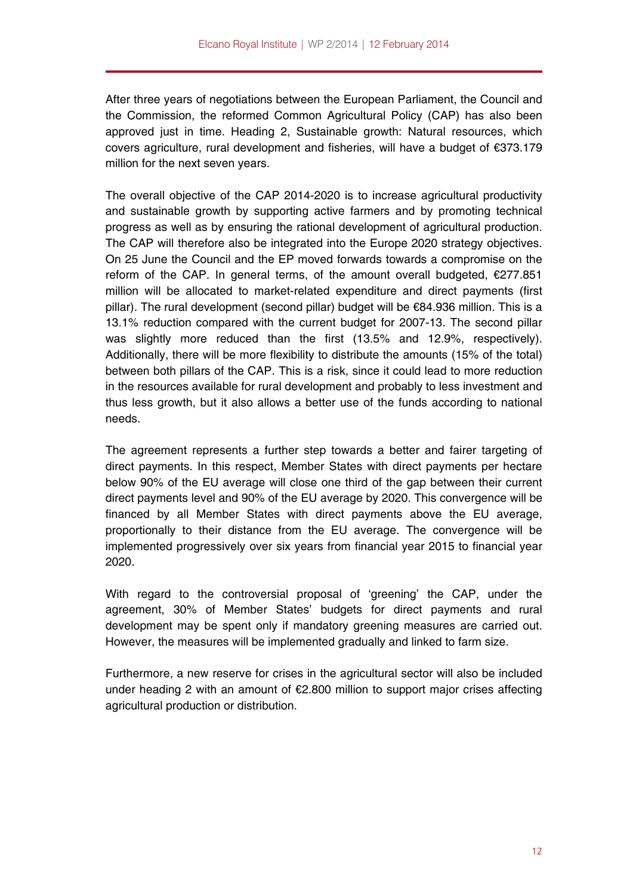After three years of negotiations between the European Parliament, the Council and the Commission, the reformed Common Agricultural Policy (CAP) has also been approved just in time. Heading 2, Sustainable growth: Natural resources, which covers agriculture, rural development and fisheries, will have a budget of €373.179 million for the next seven years.

The overall objective of the CAP 2014-2020 is to increase agricultural productivity and sustainable growth by supporting active farmers and by promoting technical progress as well as by ensuring the rational development of agricultural production. The CAP will therefore also be integrated into the Europe 2020 strategy objectives. On 25 June the Council and the EP moved forwards towards a compromise on the reform of the CAP. In general terms, of the amount overall budgeted, €277.851 million will be allocated to market-related expenditure and direct payments (first pillar). The rural development (second pillar) budget will be €84.936 million. This is a 13.1% reduction compared with the current budget for 2007-13. The second pillar was slightly more reduced than the first (13.5% and 12.9%, respectively). Additionally, there will be more flexibility to distribute the amounts (15% of the total) between both pillars of the CAP. This is a risk, since it could lead to more reduction in the resources available for rural development and probably to less investment and thus less growth, but it also allows a better use of the funds according to national needs.

The agreement represents a further step towards a better and fairer targeting of direct payments. In this respect, Member States with direct payments per hectare below 90% of the EU average will close one third of the gap between their current direct payments level and 90% of the EU average by 2020. This convergence will be financed by all Member States with direct payments above the EU average, proportionally to their distance from the EU average. The convergence will be implemented progressively over six years from financial year 2015 to financial year 2020.

With regard to the controversial proposal of 'greening' the CAP, under the agreement, 30% of Member States' budgets for direct payments and rural development may be spent only if mandatory greening measures are carried out. However, the measures will be implemented gradually and linked to farm size.

Furthermore, a new reserve for crises in the agricultural sector will also be included under heading 2 with an amount of €2.800 million to support major crises affecting agricultural production or distribution.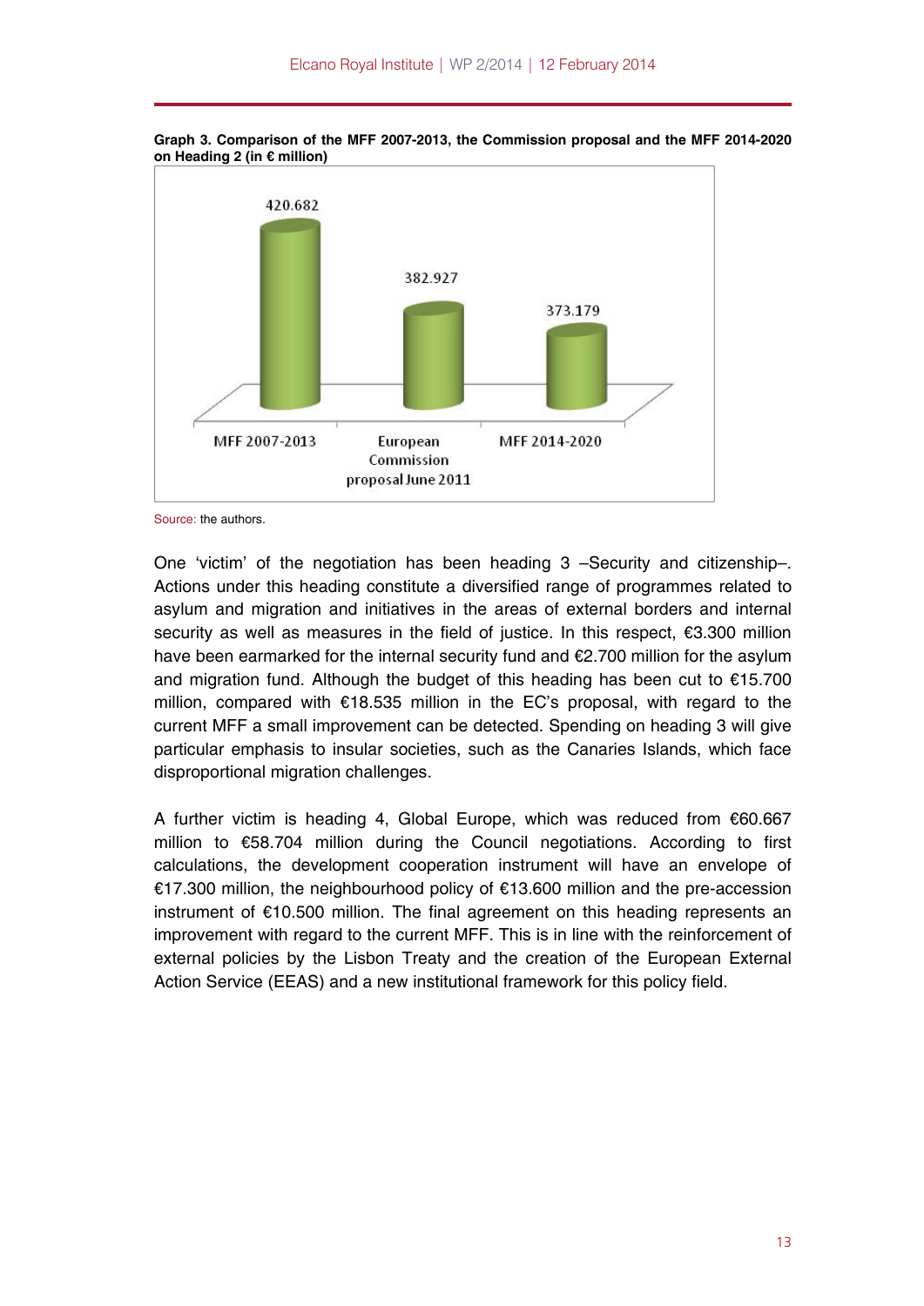**Graph 3. Comparison of the MFF 2007-2013, the Commission proposal and the MFF 2014-2020 on Heading 2 (in € million)**

| MFF 2007-2013 | European Commission proposal June 2011 | MFF 2014-2020 |
| --- | --- | --- |
| 420.682 | 382.927 | 373.179 |

Source: the authors.

One 'victim' of the negotiation has been heading 3 –Security and citizenship–. Actions under this heading constitute a diversified range of programmes related to asylum and migration and initiatives in the areas of external borders and internal security as well as measures in the field of justice. In this respect, €3.300 million have been earmarked for the internal security fund and €2.700 million for the asylum and migration fund. Although the budget of this heading has been cut to €15.700 million, compared with €18.535 million in the EC's proposal, with regard to the current MFF a small improvement can be detected. Spending on heading 3 will give particular emphasis to insular societies, such as the Canaries Islands, which face disproportional migration challenges.

A further victim is heading 4, Global Europe, which was reduced from €60.667 million to €58.704 million during the Council negotiations. According to first calculations, the development cooperation instrument will have an envelope of €17.300 million, the neighbourhood policy of €13.600 million and the pre-accession instrument of €10.500 million. The final agreement on this heading represents an improvement with regard to the current MFF. This is in line with the reinforcement of external policies by the Lisbon Treaty and the creation of the European External Action Service (EEAS) and a new institutional framework for this policy field.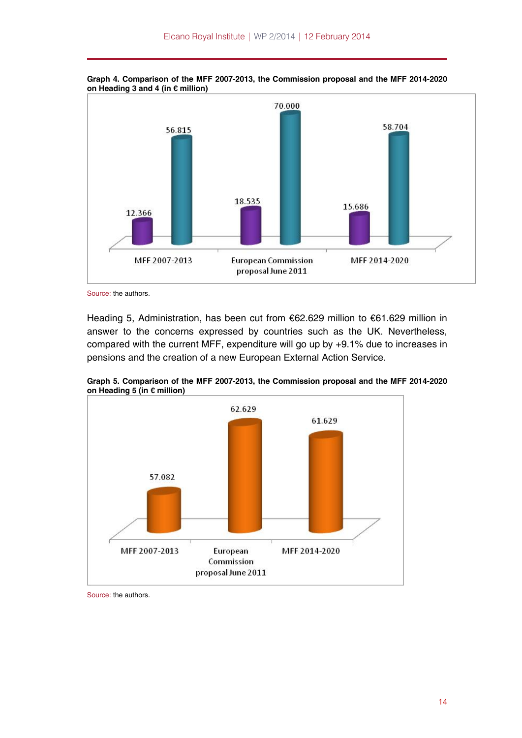**Graph 4. Comparison of the MFF 2007-2013, the Commission proposal and the MFF 2014-2020 on Heading 3 and 4 (in € million)**

| | MFF 2007-2013 | European Commission proposal June 2011 | MFF 2014-2020 |
|---|---|---|---|
| Heading 3 | 12.366 | 18.535 | 15.686 |
| Heading 4 | 56.815 | 70.000 | 58.704 |

Source: the authors.

Heading 5, Administration, has been cut from €62.629 million to €61.629 million in answer to the concerns expressed by countries such as the UK. Nevertheless, compared with the current MFF, expenditure will go up by +9.1% due to increases in pensions and the creation of a new European External Action Service.

**Graph 5. Comparison of the MFF 2007-2013, the Commission proposal and the MFF 2014-2020 on Heading 5 (in € million)**

| MFF 2007-2013 | European Commission proposal June 2011 | MFF 2014-2020 |
|---|---|---|
| 57.082 | 62.629 | 61.629 |

Source: the authors.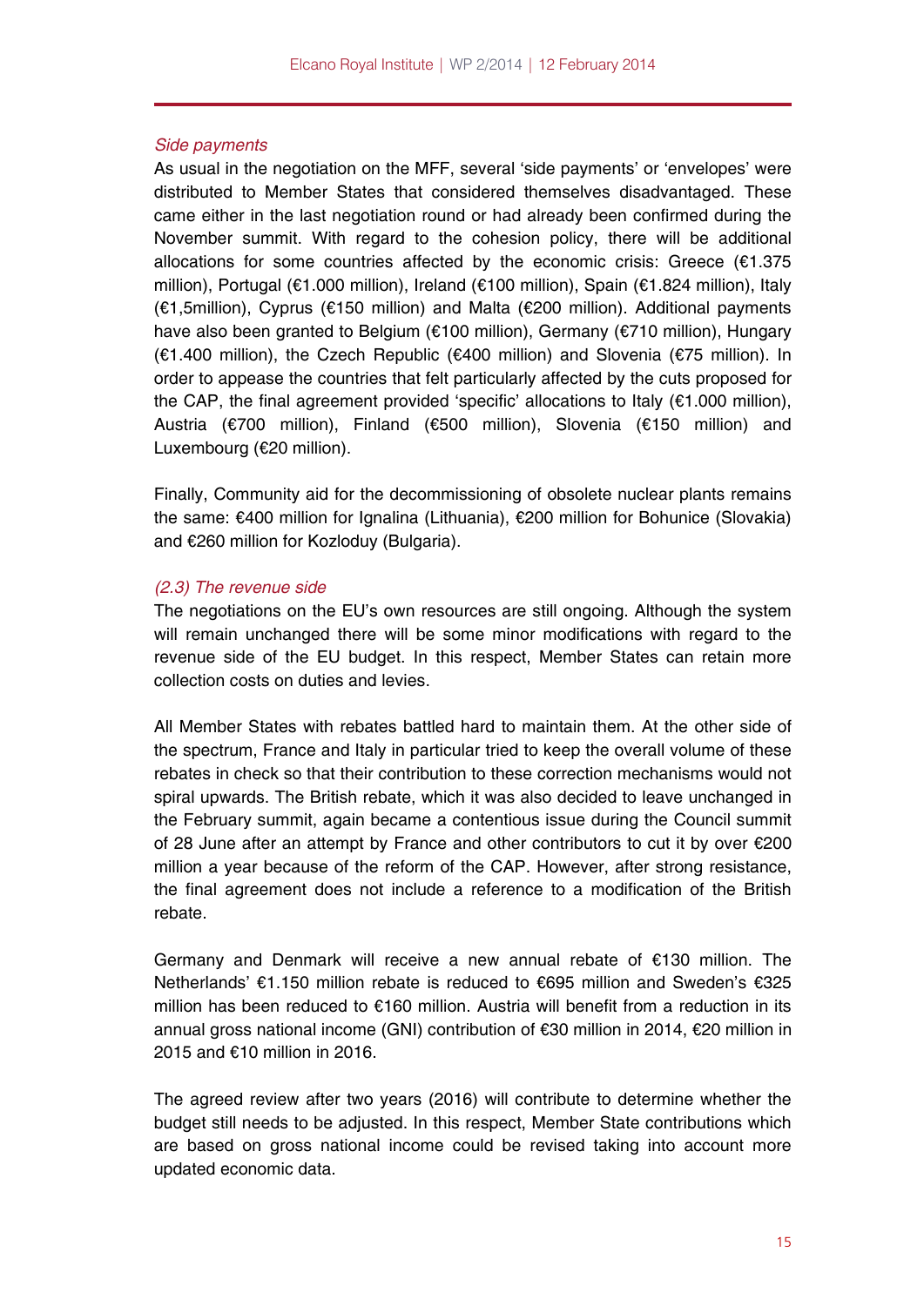*Side payments*

As usual in the negotiation on the MFF, several 'side payments' or 'envelopes' were distributed to Member States that considered themselves disadvantaged. These came either in the last negotiation round or had already been confirmed during the November summit. With regard to the cohesion policy, there will be additional allocations for some countries affected by the economic crisis: Greece (€1.375 million), Portugal (€1.000 million), Ireland (€100 million), Spain (€1.824 million), Italy (€1,5million), Cyprus (€150 million) and Malta (€200 million). Additional payments have also been granted to Belgium (€100 million), Germany (€710 million), Hungary (€1.400 million), the Czech Republic (€400 million) and Slovenia (€75 million). In order to appease the countries that felt particularly affected by the cuts proposed for the CAP, the final agreement provided 'specific' allocations to Italy (€1.000 million), Austria (€700 million), Finland (€500 million), Slovenia (€150 million) and Luxembourg (€20 million).

Finally, Community aid for the decommissioning of obsolete nuclear plants remains the same: €400 million for Ignalina (Lithuania), €200 million for Bohunice (Slovakia) and €260 million for Kozloduy (Bulgaria).

*(2.3) The revenue side*

The negotiations on the EU's own resources are still ongoing. Although the system will remain unchanged there will be some minor modifications with regard to the revenue side of the EU budget. In this respect, Member States can retain more collection costs on duties and levies.

All Member States with rebates battled hard to maintain them. At the other side of the spectrum, France and Italy in particular tried to keep the overall volume of these rebates in check so that their contribution to these correction mechanisms would not spiral upwards. The British rebate, which it was also decided to leave unchanged in the February summit, again became a contentious issue during the Council summit of 28 June after an attempt by France and other contributors to cut it by over €200 million a year because of the reform of the CAP. However, after strong resistance, the final agreement does not include a reference to a modification of the British rebate.

Germany and Denmark will receive a new annual rebate of €130 million. The Netherlands' €1.150 million rebate is reduced to €695 million and Sweden's €325 million has been reduced to €160 million. Austria will benefit from a reduction in its annual gross national income (GNI) contribution of €30 million in 2014, €20 million in 2015 and €10 million in 2016.

The agreed review after two years (2016) will contribute to determine whether the budget still needs to be adjusted. In this respect, Member State contributions which are based on gross national income could be revised taking into account more updated economic data.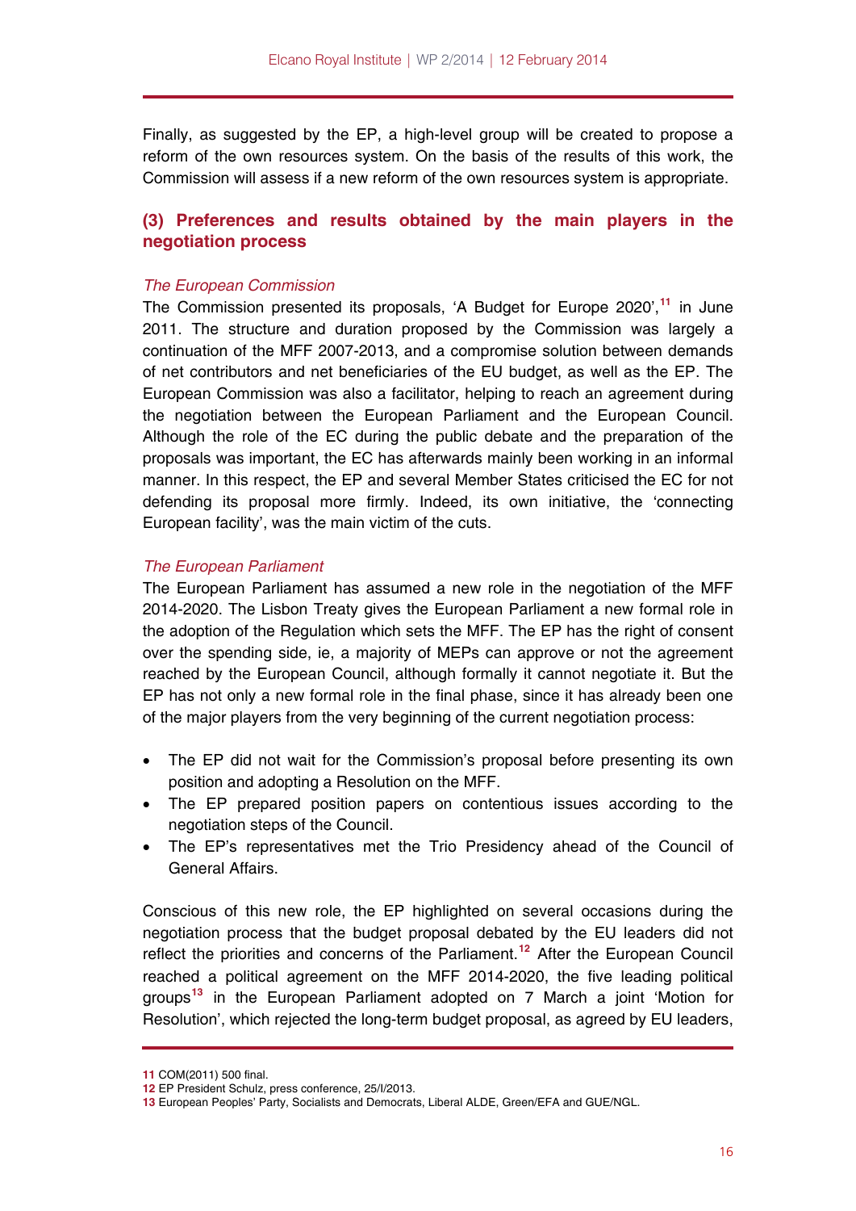Finally, as suggested by the EP, a high-level group will be created to propose a reform of the own resources system. On the basis of the results of this work, the Commission will assess if a new reform of the own resources system is appropriate.

## (3) Preferences and results obtained by the main players in the negotiation process

### *The European Commission*

The Commission presented its proposals, 'A Budget for Europe 2020',[11] in June 2011. The structure and duration proposed by the Commission was largely a continuation of the MFF 2007-2013, and a compromise solution between demands of net contributors and net beneficiaries of the EU budget, as well as the EP. The European Commission was also a facilitator, helping to reach an agreement during the negotiation between the European Parliament and the European Council. Although the role of the EC during the public debate and the preparation of the proposals was important, the EC has afterwards mainly been working in an informal manner. In this respect, the EP and several Member States criticised the EC for not defending its proposal more firmly. Indeed, its own initiative, the 'connecting European facility', was the main victim of the cuts.

### *The European Parliament*

The European Parliament has assumed a new role in the negotiation of the MFF 2014-2020. The Lisbon Treaty gives the European Parliament a new formal role in the adoption of the Regulation which sets the MFF. The EP has the right of consent over the spending side, ie, a majority of MEPs can approve or not the agreement reached by the European Council, although formally it cannot negotiate it. But the EP has not only a new formal role in the final phase, since it has already been one of the major players from the very beginning of the current negotiation process:

- The EP did not wait for the Commission's proposal before presenting its own position and adopting a Resolution on the MFF.
- The EP prepared position papers on contentious issues according to the negotiation steps of the Council.
- The EP's representatives met the Trio Presidency ahead of the Council of General Affairs.

Conscious of this new role, the EP highlighted on several occasions during the negotiation process that the budget proposal debated by the EU leaders did not reflect the priorities and concerns of the Parliament.[12] After the European Council reached a political agreement on the MFF 2014-2020, the five leading political groups[13] in the European Parliament adopted on 7 March a joint 'Motion for Resolution', which rejected the long-term budget proposal, as agreed by EU leaders,

---

11 COM(2011) 500 final.

12 EP President Schulz, press conference, 25/I/2013.

13 European Peoples' Party, Socialists and Democrats, Liberal ALDE, Green/EFA and GUE/NGL.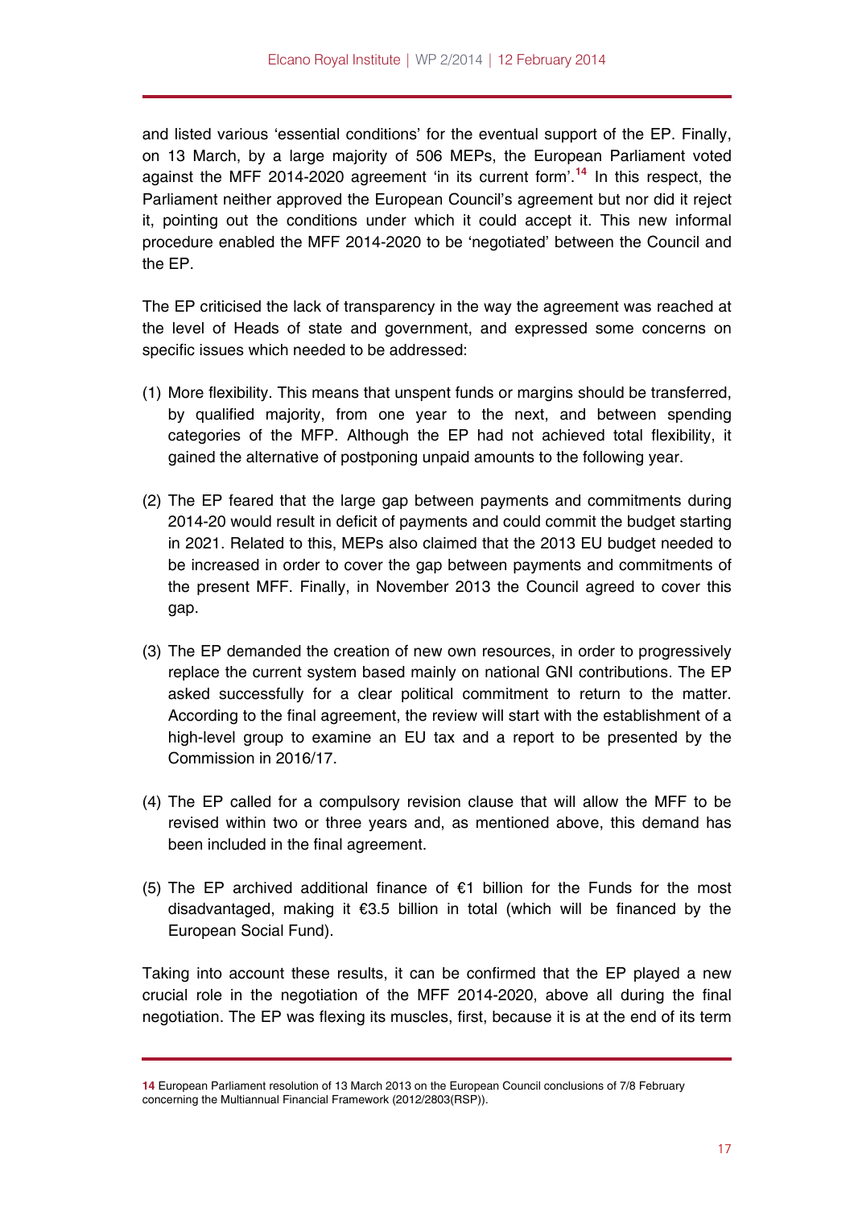and listed various 'essential conditions' for the eventual support of the EP. Finally, on 13 March, by a large majority of 506 MEPs, the European Parliament voted against the MFF 2014-2020 agreement 'in its current form'.[14] In this respect, the Parliament neither approved the European Council's agreement but nor did it reject it, pointing out the conditions under which it could accept it. This new informal procedure enabled the MFF 2014-2020 to be 'negotiated' between the Council and the EP.

The EP criticised the lack of transparency in the way the agreement was reached at the level of Heads of state and government, and expressed some concerns on specific issues which needed to be addressed:

(1) More flexibility. This means that unspent funds or margins should be transferred, by qualified majority, from one year to the next, and between spending categories of the MFP. Although the EP had not achieved total flexibility, it gained the alternative of postponing unpaid amounts to the following year.

(2) The EP feared that the large gap between payments and commitments during 2014-20 would result in deficit of payments and could commit the budget starting in 2021. Related to this, MEPs also claimed that the 2013 EU budget needed to be increased in order to cover the gap between payments and commitments of the present MFF. Finally, in November 2013 the Council agreed to cover this gap.

(3) The EP demanded the creation of new own resources, in order to progressively replace the current system based mainly on national GNI contributions. The EP asked successfully for a clear political commitment to return to the matter. According to the final agreement, the review will start with the establishment of a high-level group to examine an EU tax and a report to be presented by the Commission in 2016/17.

(4) The EP called for a compulsory revision clause that will allow the MFF to be revised within two or three years and, as mentioned above, this demand has been included in the final agreement.

(5) The EP archived additional finance of €1 billion for the Funds for the most disadvantaged, making it €3.5 billion in total (which will be financed by the European Social Fund).

Taking into account these results, it can be confirmed that the EP played a new crucial role in the negotiation of the MFF 2014-2020, above all during the final negotiation. The EP was flexing its muscles, first, because it is at the end of its term

[14] European Parliament resolution of 13 March 2013 on the European Council conclusions of 7/8 February concerning the Multiannual Financial Framework (2012/2803(RSP)).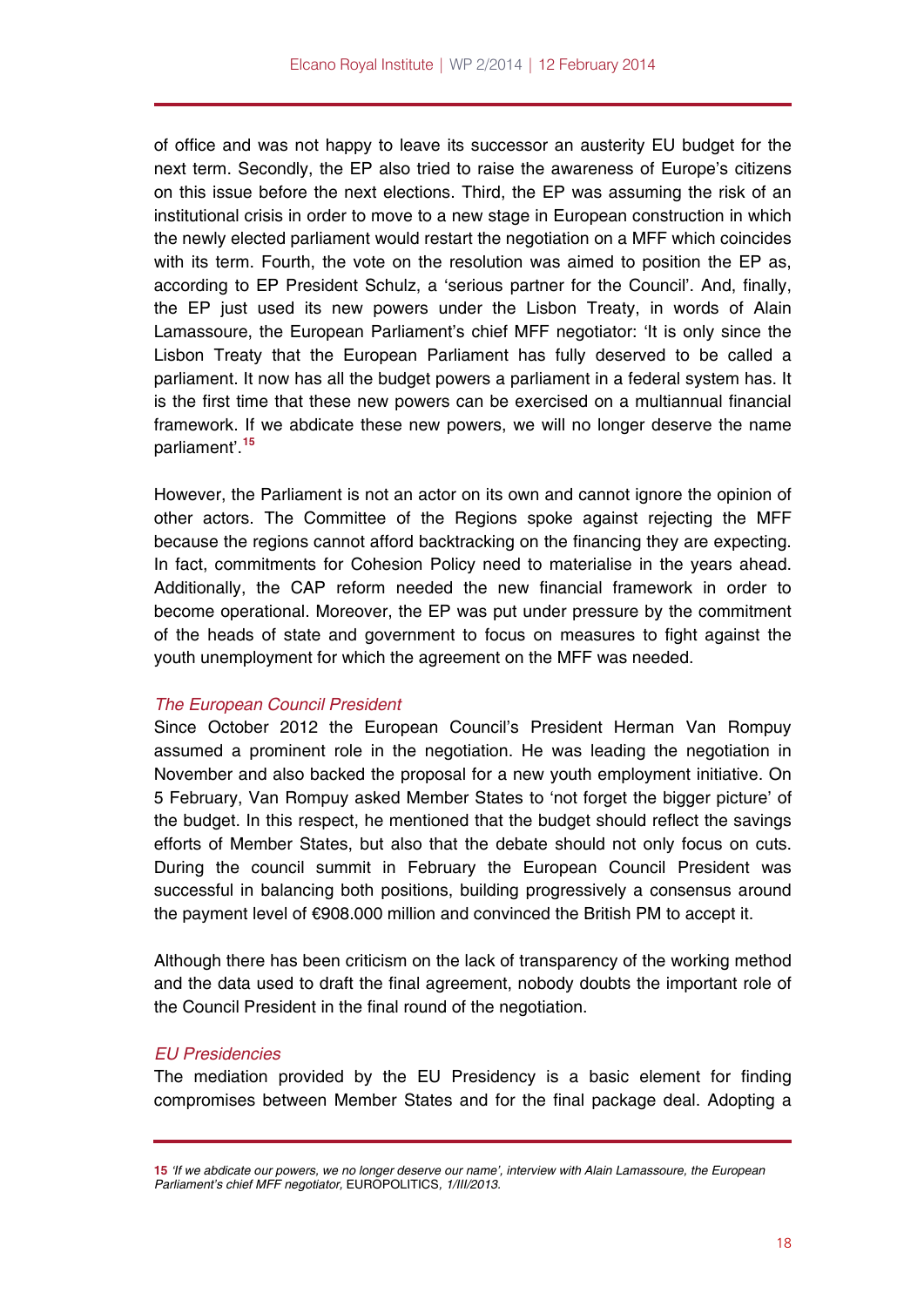of office and was not happy to leave its successor an austerity EU budget for the next term. Secondly, the EP also tried to raise the awareness of Europe's citizens on this issue before the next elections. Third, the EP was assuming the risk of an institutional crisis in order to move to a new stage in European construction in which the newly elected parliament would restart the negotiation on a MFF which coincides with its term. Fourth, the vote on the resolution was aimed to position the EP as, according to EP President Schulz, a 'serious partner for the Council'. And, finally, the EP just used its new powers under the Lisbon Treaty, in words of Alain Lamassoure, the European Parliament's chief MFF negotiator: 'It is only since the Lisbon Treaty that the European Parliament has fully deserved to be called a parliament. It now has all the budget powers a parliament in a federal system has. It is the first time that these new powers can be exercised on a multiannual financial framework. If we abdicate these new powers, we will no longer deserve the name parliament'.[15]

However, the Parliament is not an actor on its own and cannot ignore the opinion of other actors. The Committee of the Regions spoke against rejecting the MFF because the regions cannot afford backtracking on the financing they are expecting. In fact, commitments for Cohesion Policy need to materialise in the years ahead. Additionally, the CAP reform needed the new financial framework in order to become operational. Moreover, the EP was put under pressure by the commitment of the heads of state and government to focus on measures to fight against the youth unemployment for which the agreement on the MFF was needed.

### *The European Council President*

Since October 2012 the European Council's President Herman Van Rompuy assumed a prominent role in the negotiation. He was leading the negotiation in November and also backed the proposal for a new youth employment initiative. On 5 February, Van Rompuy asked Member States to 'not forget the bigger picture' of the budget. In this respect, he mentioned that the budget should reflect the savings efforts of Member States, but also that the debate should not only focus on cuts. During the council summit in February the European Council President was successful in balancing both positions, building progressively a consensus around the payment level of €908.000 million and convinced the British PM to accept it.

Although there has been criticism on the lack of transparency of the working method and the data used to draft the final agreement, nobody doubts the important role of the Council President in the final round of the negotiation.

### *EU Presidencies*

The mediation provided by the EU Presidency is a basic element for finding compromises between Member States and for the final package deal. Adopting a

---

15 *'If we abdicate our powers, we no longer deserve our name', interview with Alain Lamassoure, the European Parliament's chief MFF negotiator,* EUROPOLITICS, *1/III/2013.*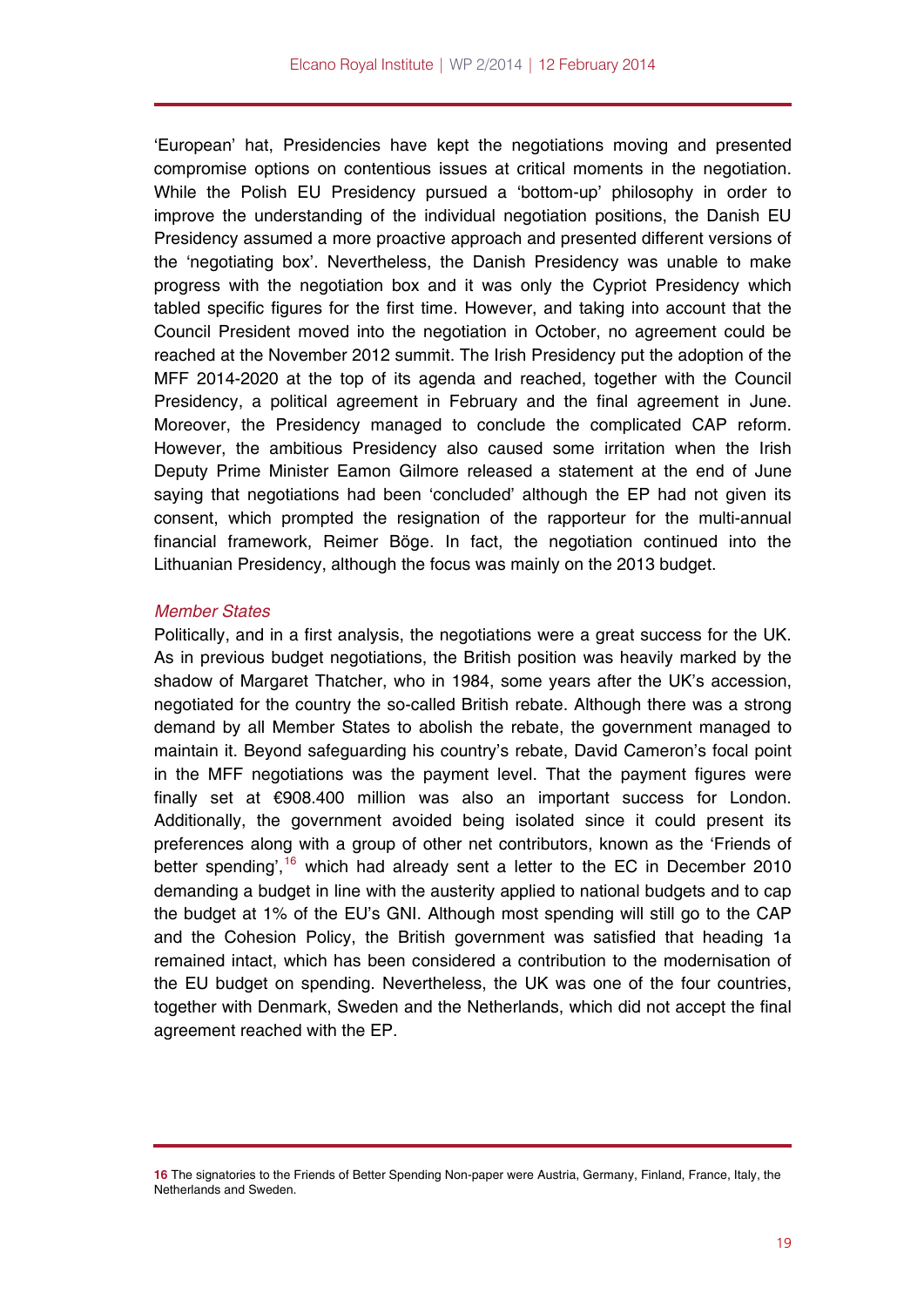'European' hat, Presidencies have kept the negotiations moving and presented compromise options on contentious issues at critical moments in the negotiation. While the Polish EU Presidency pursued a 'bottom-up' philosophy in order to improve the understanding of the individual negotiation positions, the Danish EU Presidency assumed a more proactive approach and presented different versions of the 'negotiating box'. Nevertheless, the Danish Presidency was unable to make progress with the negotiation box and it was only the Cypriot Presidency which tabled specific figures for the first time. However, and taking into account that the Council President moved into the negotiation in October, no agreement could be reached at the November 2012 summit. The Irish Presidency put the adoption of the MFF 2014-2020 at the top of its agenda and reached, together with the Council Presidency, a political agreement in February and the final agreement in June. Moreover, the Presidency managed to conclude the complicated CAP reform. However, the ambitious Presidency also caused some irritation when the Irish Deputy Prime Minister Eamon Gilmore released a statement at the end of June saying that negotiations had been 'concluded' although the EP had not given its consent, which prompted the resignation of the rapporteur for the multi-annual financial framework, Reimer Böge. In fact, the negotiation continued into the Lithuanian Presidency, although the focus was mainly on the 2013 budget.

*Member States*

Politically, and in a first analysis, the negotiations were a great success for the UK. As in previous budget negotiations, the British position was heavily marked by the shadow of Margaret Thatcher, who in 1984, some years after the UK's accession, negotiated for the country the so-called British rebate. Although there was a strong demand by all Member States to abolish the rebate, the government managed to maintain it. Beyond safeguarding his country's rebate, David Cameron's focal point in the MFF negotiations was the payment level. That the payment figures were finally set at €908.400 million was also an important success for London. Additionally, the government avoided being isolated since it could present its preferences along with a group of other net contributors, known as the 'Friends of better spending',[16] which had already sent a letter to the EC in December 2010 demanding a budget in line with the austerity applied to national budgets and to cap the budget at 1% of the EU's GNI. Although most spending will still go to the CAP and the Cohesion Policy, the British government was satisfied that heading 1a remained intact, which has been considered a contribution to the modernisation of the EU budget on spending. Nevertheless, the UK was one of the four countries, together with Denmark, Sweden and the Netherlands, which did not accept the final agreement reached with the EP.

---

**16** The signatories to the Friends of Better Spending Non-paper were Austria, Germany, Finland, France, Italy, the Netherlands and Sweden.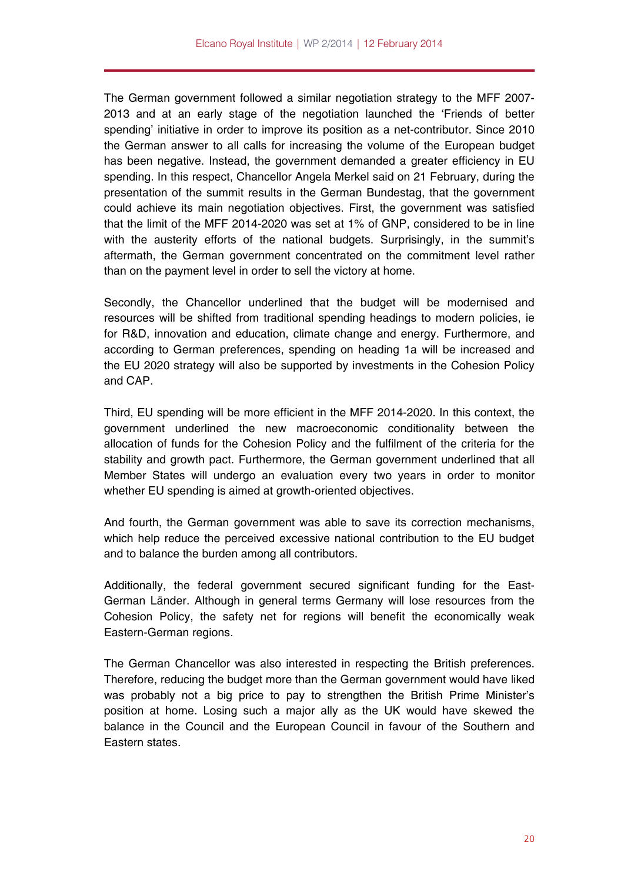The German government followed a similar negotiation strategy to the MFF 2007-2013 and at an early stage of the negotiation launched the 'Friends of better spending' initiative in order to improve its position as a net-contributor. Since 2010 the German answer to all calls for increasing the volume of the European budget has been negative. Instead, the government demanded a greater efficiency in EU spending. In this respect, Chancellor Angela Merkel said on 21 February, during the presentation of the summit results in the German Bundestag, that the government could achieve its main negotiation objectives. First, the government was satisfied that the limit of the MFF 2014-2020 was set at 1% of GNP, considered to be in line with the austerity efforts of the national budgets. Surprisingly, in the summit's aftermath, the German government concentrated on the commitment level rather than on the payment level in order to sell the victory at home.

Secondly, the Chancellor underlined that the budget will be modernised and resources will be shifted from traditional spending headings to modern policies, ie for R&D, innovation and education, climate change and energy. Furthermore, and according to German preferences, spending on heading 1a will be increased and the EU 2020 strategy will also be supported by investments in the Cohesion Policy and CAP.

Third, EU spending will be more efficient in the MFF 2014-2020. In this context, the government underlined the new macroeconomic conditionality between the allocation of funds for the Cohesion Policy and the fulfilment of the criteria for the stability and growth pact. Furthermore, the German government underlined that all Member States will undergo an evaluation every two years in order to monitor whether EU spending is aimed at growth-oriented objectives.

And fourth, the German government was able to save its correction mechanisms, which help reduce the perceived excessive national contribution to the EU budget and to balance the burden among all contributors.

Additionally, the federal government secured significant funding for the East-German Länder. Although in general terms Germany will lose resources from the Cohesion Policy, the safety net for regions will benefit the economically weak Eastern-German regions.

The German Chancellor was also interested in respecting the British preferences. Therefore, reducing the budget more than the German government would have liked was probably not a big price to pay to strengthen the British Prime Minister's position at home. Losing such a major ally as the UK would have skewed the balance in the Council and the European Council in favour of the Southern and Eastern states.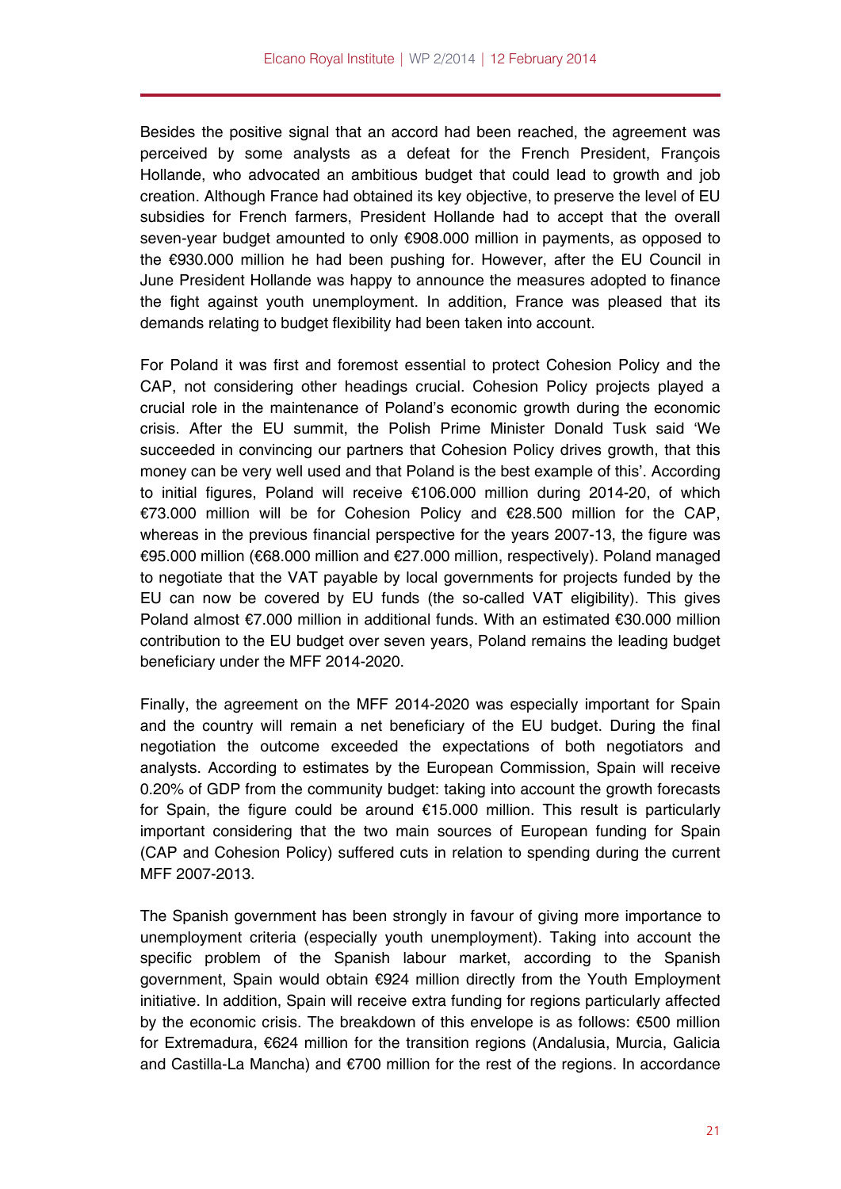Besides the positive signal that an accord had been reached, the agreement was perceived by some analysts as a defeat for the French President, François Hollande, who advocated an ambitious budget that could lead to growth and job creation. Although France had obtained its key objective, to preserve the level of EU subsidies for French farmers, President Hollande had to accept that the overall seven-year budget amounted to only €908.000 million in payments, as opposed to the €930.000 million he had been pushing for. However, after the EU Council in June President Hollande was happy to announce the measures adopted to finance the fight against youth unemployment. In addition, France was pleased that its demands relating to budget flexibility had been taken into account.

For Poland it was first and foremost essential to protect Cohesion Policy and the CAP, not considering other headings crucial. Cohesion Policy projects played a crucial role in the maintenance of Poland's economic growth during the economic crisis. After the EU summit, the Polish Prime Minister Donald Tusk said 'We succeeded in convincing our partners that Cohesion Policy drives growth, that this money can be very well used and that Poland is the best example of this'. According to initial figures, Poland will receive €106.000 million during 2014-20, of which €73.000 million will be for Cohesion Policy and €28.500 million for the CAP, whereas in the previous financial perspective for the years 2007-13, the figure was €95.000 million (€68.000 million and €27.000 million, respectively). Poland managed to negotiate that the VAT payable by local governments for projects funded by the EU can now be covered by EU funds (the so-called VAT eligibility). This gives Poland almost €7.000 million in additional funds. With an estimated €30.000 million contribution to the EU budget over seven years, Poland remains the leading budget beneficiary under the MFF 2014-2020.

Finally, the agreement on the MFF 2014-2020 was especially important for Spain and the country will remain a net beneficiary of the EU budget. During the final negotiation the outcome exceeded the expectations of both negotiators and analysts. According to estimates by the European Commission, Spain will receive 0.20% of GDP from the community budget: taking into account the growth forecasts for Spain, the figure could be around €15.000 million. This result is particularly important considering that the two main sources of European funding for Spain (CAP and Cohesion Policy) suffered cuts in relation to spending during the current MFF 2007-2013.

The Spanish government has been strongly in favour of giving more importance to unemployment criteria (especially youth unemployment). Taking into account the specific problem of the Spanish labour market, according to the Spanish government, Spain would obtain €924 million directly from the Youth Employment initiative. In addition, Spain will receive extra funding for regions particularly affected by the economic crisis. The breakdown of this envelope is as follows: €500 million for Extremadura, €624 million for the transition regions (Andalusia, Murcia, Galicia and Castilla-La Mancha) and €700 million for the rest of the regions. In accordance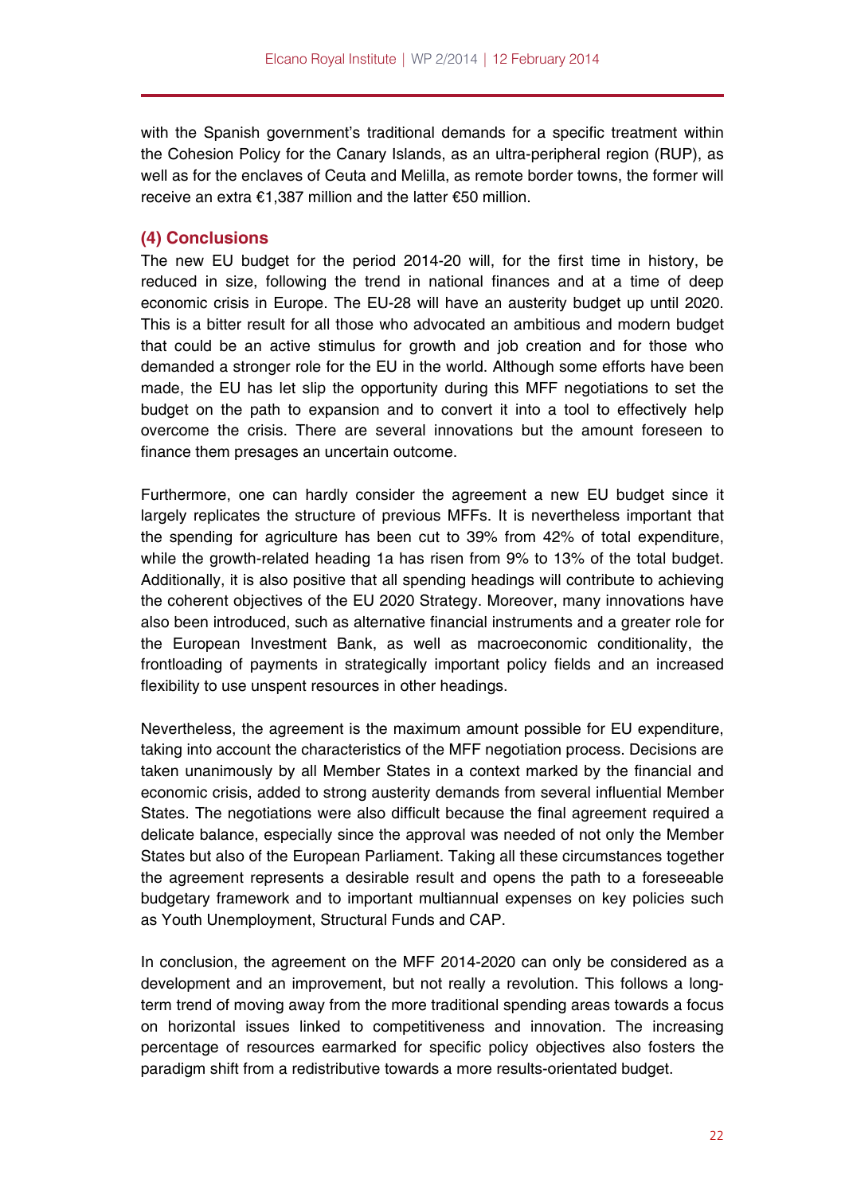with the Spanish government's traditional demands for a specific treatment within the Cohesion Policy for the Canary Islands, as an ultra-peripheral region (RUP), as well as for the enclaves of Ceuta and Melilla, as remote border towns, the former will receive an extra €1,387 million and the latter €50 million.

### (4) Conclusions

The new EU budget for the period 2014-20 will, for the first time in history, be reduced in size, following the trend in national finances and at a time of deep economic crisis in Europe. The EU-28 will have an austerity budget up until 2020. This is a bitter result for all those who advocated an ambitious and modern budget that could be an active stimulus for growth and job creation and for those who demanded a stronger role for the EU in the world. Although some efforts have been made, the EU has let slip the opportunity during this MFF negotiations to set the budget on the path to expansion and to convert it into a tool to effectively help overcome the crisis. There are several innovations but the amount foreseen to finance them presages an uncertain outcome.

Furthermore, one can hardly consider the agreement a new EU budget since it largely replicates the structure of previous MFFs. It is nevertheless important that the spending for agriculture has been cut to 39% from 42% of total expenditure, while the growth-related heading 1a has risen from 9% to 13% of the total budget. Additionally, it is also positive that all spending headings will contribute to achieving the coherent objectives of the EU 2020 Strategy. Moreover, many innovations have also been introduced, such as alternative financial instruments and a greater role for the European Investment Bank, as well as macroeconomic conditionality, the frontloading of payments in strategically important policy fields and an increased flexibility to use unspent resources in other headings.

Nevertheless, the agreement is the maximum amount possible for EU expenditure, taking into account the characteristics of the MFF negotiation process. Decisions are taken unanimously by all Member States in a context marked by the financial and economic crisis, added to strong austerity demands from several influential Member States. The negotiations were also difficult because the final agreement required a delicate balance, especially since the approval was needed of not only the Member States but also of the European Parliament. Taking all these circumstances together the agreement represents a desirable result and opens the path to a foreseeable budgetary framework and to important multiannual expenses on key policies such as Youth Unemployment, Structural Funds and CAP.

In conclusion, the agreement on the MFF 2014-2020 can only be considered as a development and an improvement, but not really a revolution. This follows a long-term trend of moving away from the more traditional spending areas towards a focus on horizontal issues linked to competitiveness and innovation. The increasing percentage of resources earmarked for specific policy objectives also fosters the paradigm shift from a redistributive towards a more results-orientated budget.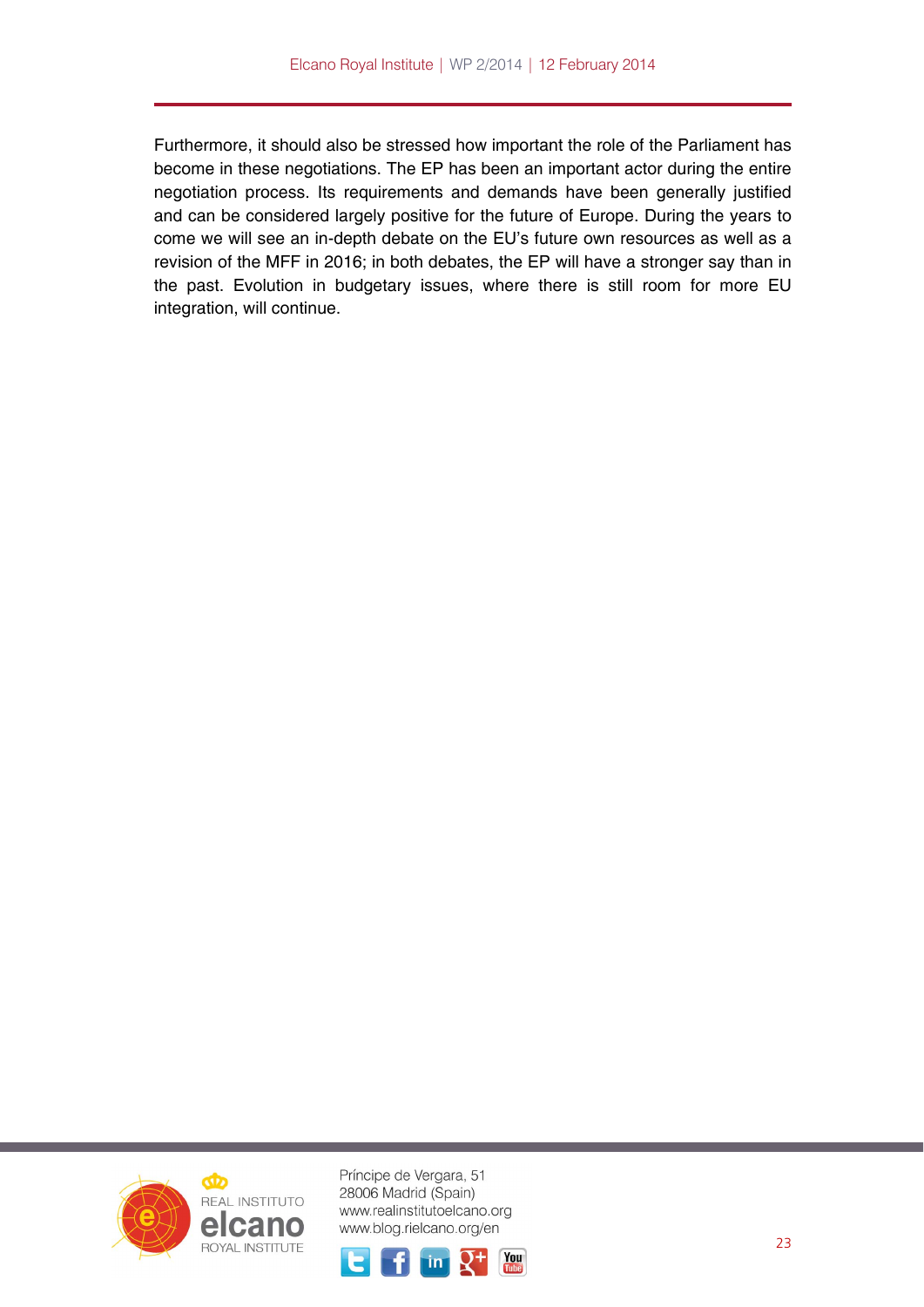Furthermore, it should also be stressed how important the role of the Parliament has become in these negotiations. The EP has been an important actor during the entire negotiation process. Its requirements and demands have been generally justified and can be considered largely positive for the future of Europe. During the years to come we will see an in-depth debate on the EU's future own resources as well as a revision of the MFF in 2016; in both debates, the EP will have a stronger say than in the past. Evolution in budgetary issues, where there is still room for more EU integration, will continue.